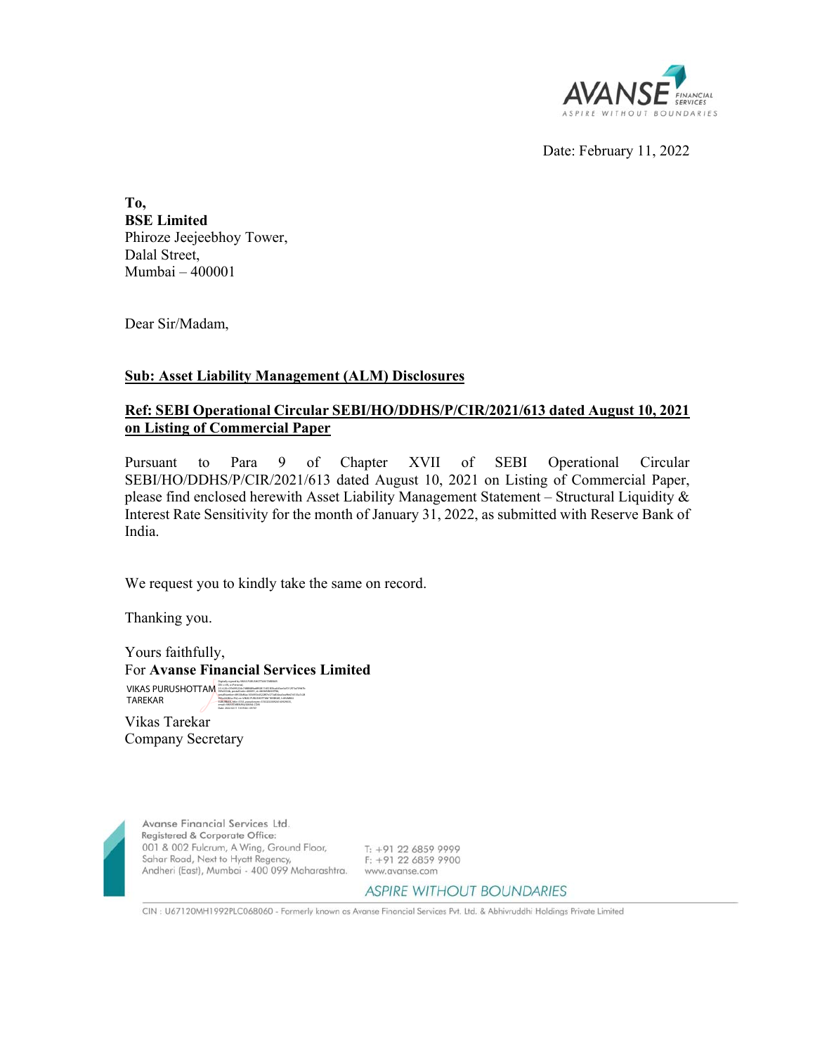Date: February 11, 2022

**To,**
**BSE Limited**
Phiroze Jeejeebhoy Tower,
Dalal Street,
Mumbai – 400001

Dear Sir/Madam,

**<u>Sub: Asset Liability Management (ALM) Disclosures</u>**

**<u>Ref: SEBI Operational Circular SEBI/HO/DDHS/P/CIR/2021/613 dated August 10, 2021 on Listing of Commercial Paper</u>**

Pursuant to Para 9 of Chapter XVII of SEBI Operational Circular SEBI/HO/DDHS/P/CIR/2021/613 dated August 10, 2021 on Listing of Commercial Paper, please find enclosed herewith Asset Liability Management Statement – Structural Liquidity & Interest Rate Sensitivity for the month of January 31, 2022, as submitted with Reserve Bank of India.

We request you to kindly take the same on record.

Thanking you.

Yours faithfully,
For **Avanse Financial Services Limited**

VIKAS PURUSHOTTAM TAREKAR

Vikas Tarekar
Company Secretary

Avanse Financial Services Ltd.
Registered & Corporate Office:
001 & 002 Fulcrum, A Wing, Ground Floor,
Sahar Road, Next to Hyatt Regency,
Andheri (East), Mumbai - 400 099 Maharashtra.

T: +91 22 6859 9999
F: +91 22 6859 9900
www.avanse.com

ASPIRE WITHOUT BOUNDARIES

CIN : U67120MH1992PLC068060 - Formerly known as Avanse Financial Services Pvt. Ltd. & Abhivruddhi Holdings Private Limited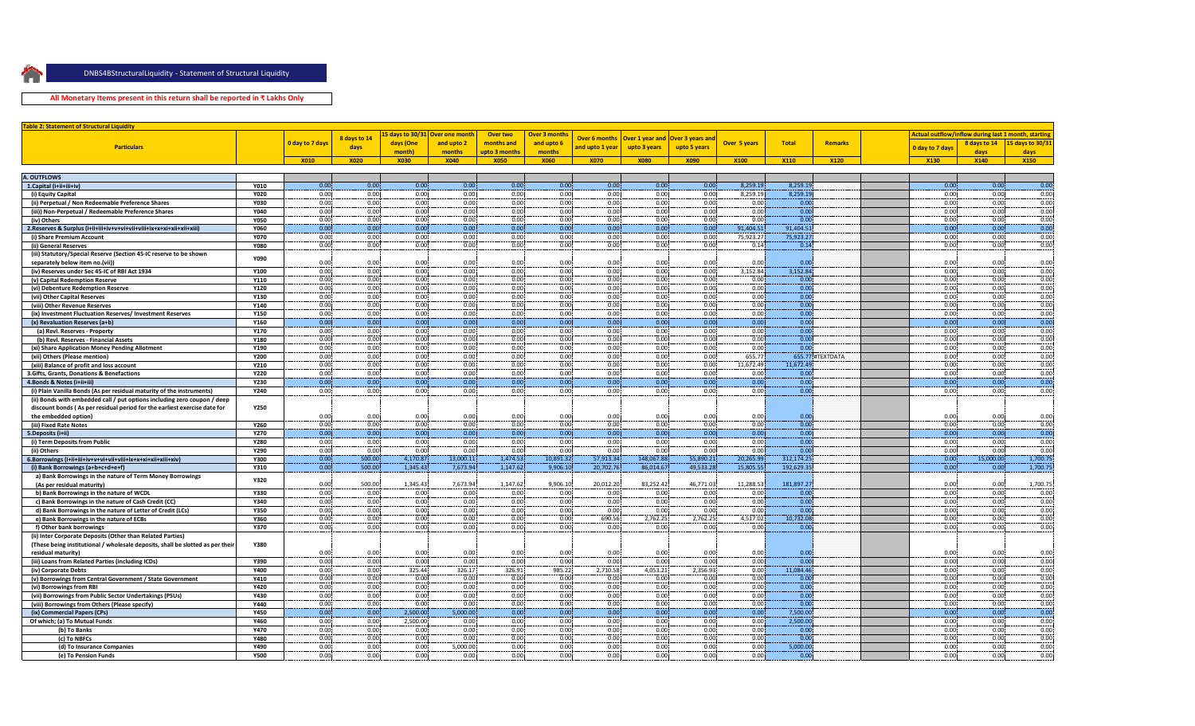DNBS4BStructuralLiquidity - Statement of Structural Liquidity

**All Monetary Items present in this return shall be reported in ₹ Lakhs Only**

**Table 2: Statement of Structural Liquidity**

| Particulars | | 0 day to 7 days | 8 days to 14 days | 15 days to 30/31 days (One month) | Over one month and upto 2 months | Over two months and upto 3 months | Over 3 months and upto 6 months | Over 6 months and upto 1 year | Over 1 year and upto 3 years | Over 3 years and upto 5 years | Over 5 years | Total | Remarks | | Actual outflow/inflow during last 1 month, starting 0 day to 7 days | 8 days to 14 days | 15 days to 30/31 days |
|---|---|---|---|---|---|---|---|---|---|---|---|---|---|---|---|---|---|
| | | X010 | X020 | X030 | X040 | X050 | X060 | X070 | X080 | X090 | X100 | X110 | X120 | | X130 | X140 | X150 |
| **A. OUTFLOWS** | | | | | | | | | | | | | | | | | |
| 1.Capital (i+ii+iii+iv) | Y010 | 0.00 | 0.00 | 0.00 | 0.00 | 0.00 | 0.00 | 0.00 | 0.00 | 0.00 | 8,259.19 | 8,259.19 | | | 0.00 | 0.00 | 0.00 |
| (i) Equity Capital | Y020 | 0.00 | 0.00 | 0.00 | 0.00 | 0.00 | 0.00 | 0.00 | 0.00 | 0.00 | 8,259.19 | 8,259.19 | | | 0.00 | 0.00 | 0.00 |
| (ii) Perpetual / Non Redeemable Preference Shares | Y030 | 0.00 | 0.00 | 0.00 | 0.00 | 0.00 | 0.00 | 0.00 | 0.00 | 0.00 | 0.00 | 0.00 | | | 0.00 | 0.00 | 0.00 |
| (iii) Non-Perpetual / Redeemable Preference Shares | Y040 | 0.00 | 0.00 | 0.00 | 0.00 | 0.00 | 0.00 | 0.00 | 0.00 | 0.00 | 0.00 | 0.00 | | | 0.00 | 0.00 | 0.00 |
| (iv) Others | Y050 | 0.00 | 0.00 | 0.00 | 0.00 | 0.00 | 0.00 | 0.00 | 0.00 | 0.00 | 0.00 | 0.00 | | | 0.00 | 0.00 | 0.00 |
| 2.Reserves & Surplus (i+ii+iii+iv+v+vi+vii+viii+ix+x+xi+xii+xiii) | Y060 | 0.00 | 0.00 | 0.00 | 0.00 | 0.00 | 0.00 | 0.00 | 0.00 | 0.00 | 91,404.51 | 91,404.51 | | | 0.00 | 0.00 | 0.00 |
| (i) Share Premium Account | Y070 | 0.00 | 0.00 | 0.00 | 0.00 | 0.00 | 0.00 | 0.00 | 0.00 | 0.00 | 75,923.27 | 75,923.27 | | | 0.00 | 0.00 | 0.00 |
| (ii) General Reserves | Y080 | 0.00 | 0.00 | 0.00 | 0.00 | 0.00 | 0.00 | 0.00 | 0.00 | 0.00 | 0.14 | 0.14 | | | 0.00 | 0.00 | 0.00 |
| (iii) Statutory/Special Reserve (Section 45-IC reserve to be shown separately below item no.(vii)) | Y090 | 0.00 | 0.00 | 0.00 | 0.00 | 0.00 | 0.00 | 0.00 | 0.00 | 0.00 | 0.00 | 0.00 | | | 0.00 | 0.00 | 0.00 |
| (iv) Reserves under Sec 45-IC of RBI Act 1934 | Y100 | 0.00 | 0.00 | 0.00 | 0.00 | 0.00 | 0.00 | 0.00 | 0.00 | 0.00 | 3,152.84 | 3,152.84 | | | 0.00 | 0.00 | 0.00 |
| (v) Capital Redemption Reserve | Y110 | 0.00 | 0.00 | 0.00 | 0.00 | 0.00 | 0.00 | 0.00 | 0.00 | 0.00 | 0.00 | 0.00 | | | 0.00 | 0.00 | 0.00 |
| (vi) Debenture Redemption Reserve | Y120 | 0.00 | 0.00 | 0.00 | 0.00 | 0.00 | 0.00 | 0.00 | 0.00 | 0.00 | 0.00 | 0.00 | | | 0.00 | 0.00 | 0.00 |
| (vii) Other Capital Reserves | Y130 | 0.00 | 0.00 | 0.00 | 0.00 | 0.00 | 0.00 | 0.00 | 0.00 | 0.00 | 0.00 | 0.00 | | | 0.00 | 0.00 | 0.00 |
| (viii) Other Revenue Reserves | Y140 | 0.00 | 0.00 | 0.00 | 0.00 | 0.00 | 0.00 | 0.00 | 0.00 | 0.00 | 0.00 | 0.00 | | | 0.00 | 0.00 | 0.00 |
| (ix) Investment Fluctuation Reserves/ Investment Reserves | Y150 | 0.00 | 0.00 | 0.00 | 0.00 | 0.00 | 0.00 | 0.00 | 0.00 | 0.00 | 0.00 | 0.00 | | | 0.00 | 0.00 | 0.00 |
| (x) Revaluation Reserves (a+b) | Y160 | 0.00 | 0.00 | 0.00 | 0.00 | 0.00 | 0.00 | 0.00 | 0.00 | 0.00 | 0.00 | 0.00 | | | 0.00 | 0.00 | 0.00 |
| (a) Revl. Reserves - Property | Y170 | 0.00 | 0.00 | 0.00 | 0.00 | 0.00 | 0.00 | 0.00 | 0.00 | 0.00 | 0.00 | 0.00 | | | 0.00 | 0.00 | 0.00 |
| (b) Revl. Reserves - Financial Assets | Y180 | 0.00 | 0.00 | 0.00 | 0.00 | 0.00 | 0.00 | 0.00 | 0.00 | 0.00 | 0.00 | 0.00 | | | 0.00 | 0.00 | 0.00 |
| (xi) Share Application Money Pending Allotment | Y190 | 0.00 | 0.00 | 0.00 | 0.00 | 0.00 | 0.00 | 0.00 | 0.00 | 0.00 | 0.00 | 0.00 | | | 0.00 | 0.00 | 0.00 |
| (xii) Others (Please mention) | Y200 | 0.00 | 0.00 | 0.00 | 0.00 | 0.00 | 0.00 | 0.00 | 0.00 | 0.00 | 655.77 | 655.77 | #TEXTDATA | | 0.00 | 0.00 | 0.00 |
| (xiii) Balance of profit and loss account | Y210 | 0.00 | 0.00 | 0.00 | 0.00 | 0.00 | 0.00 | 0.00 | 0.00 | 0.00 | 11,672.49 | 11,672.49 | | | 0.00 | 0.00 | 0.00 |
| 3.Gifts, Grants, Donations & Benefactions | Y220 | 0.00 | 0.00 | 0.00 | 0.00 | 0.00 | 0.00 | 0.00 | 0.00 | 0.00 | 0.00 | 0.00 | | | 0.00 | 0.00 | 0.00 |
| 4.Bonds & Notes (i+ii+iii) | Y230 | 0.00 | 0.00 | 0.00 | 0.00 | 0.00 | 0.00 | 0.00 | 0.00 | 0.00 | 0.00 | 0.00 | | | 0.00 | 0.00 | 0.00 |
| (i) Plain Vanilla Bonds (As per residual maturity of the instruments) | Y240 | 0.00 | 0.00 | 0.00 | 0.00 | 0.00 | 0.00 | 0.00 | 0.00 | 0.00 | 0.00 | 0.00 | | | 0.00 | 0.00 | 0.00 |
| (ii) Bonds with embedded call / put options including zero coupon / deep discount bonds ( As per residual period for the earliest exercise date for the embedded option) | Y250 | 0.00 | 0.00 | 0.00 | 0.00 | 0.00 | 0.00 | 0.00 | 0.00 | 0.00 | 0.00 | 0.00 | | | 0.00 | 0.00 | 0.00 |
| (iii) Fixed Rate Notes | Y260 | 0.00 | 0.00 | 0.00 | 0.00 | 0.00 | 0.00 | 0.00 | 0.00 | 0.00 | 0.00 | 0.00 | | | 0.00 | 0.00 | 0.00 |
| 5.Deposits (i+ii) | Y270 | 0.00 | 0.00 | 0.00 | 0.00 | 0.00 | 0.00 | 0.00 | 0.00 | 0.00 | 0.00 | 0.00 | | | 0.00 | 0.00 | 0.00 |
| (i) Term Deposits from Public | Y280 | 0.00 | 0.00 | 0.00 | 0.00 | 0.00 | 0.00 | 0.00 | 0.00 | 0.00 | 0.00 | 0.00 | | | 0.00 | 0.00 | 0.00 |
| (ii) Others | Y290 | 0.00 | 0.00 | 0.00 | 0.00 | 0.00 | 0.00 | 0.00 | 0.00 | 0.00 | 0.00 | 0.00 | | | 0.00 | 0.00 | 0.00 |
| 6.Borrowings (i+ii+iii+iv+v+vi+vii+viii+ix+x+xi+xii+xiii+xiv) | Y300 | 0.00 | 500.00 | 4,170.87 | 13,000.11 | 1,474.53 | 10,891.32 | 57,913.34 | 148,067.88 | 55,890.21 | 20,265.99 | 312,174.25 | | | 0.00 | 15,000.00 | 1,700.75 |
| (i) Bank Borrowings (a+b+c+d+e+f) | Y310 | 0.00 | 500.00 | 1,345.43 | 7,673.94 | 1,147.62 | 9,906.10 | 20,702.76 | 86,014.67 | 49,533.28 | 15,805.55 | 192,629.35 | | | 0.00 | 0.00 | 1,700.75 |
| a) Bank Borrowings in the nature of Term Money Borrowings (As per residual maturity) | Y320 | 0.00 | 500.00 | 1,345.43 | 7,673.94 | 1,147.62 | 9,906.10 | 20,012.20 | 83,252.42 | 46,771.03 | 11,288.53 | 181,897.27 | | | 0.00 | 0.00 | 1,700.75 |
| b) Bank Borrowings in the nature of WCDL | Y330 | 0.00 | 0.00 | 0.00 | 0.00 | 0.00 | 0.00 | 0.00 | 0.00 | 0.00 | 0.00 | 0.00 | | | 0.00 | 0.00 | 0.00 |
| c) Bank Borrowings in the nature of Cash Credit (CC) | Y340 | 0.00 | 0.00 | 0.00 | 0.00 | 0.00 | 0.00 | 0.00 | 0.00 | 0.00 | 0.00 | 0.00 | | | 0.00 | 0.00 | 0.00 |
| d) Bank Borrowings in the nature of Letter of Credit (LCs) | Y350 | 0.00 | 0.00 | 0.00 | 0.00 | 0.00 | 0.00 | 0.00 | 0.00 | 0.00 | 0.00 | 0.00 | | | 0.00 | 0.00 | 0.00 |
| e) Bank Borrowings in the nature of ECBs | Y360 | 0.00 | 0.00 | 0.00 | 0.00 | 0.00 | 0.00 | 690.56 | 2,762.25 | 2,762.25 | 4,517.02 | 10,732.08 | | | 0.00 | 0.00 | 0.00 |
| f) Other bank borrowings | Y370 | 0.00 | 0.00 | 0.00 | 0.00 | 0.00 | 0.00 | 0.00 | 0.00 | 0.00 | 0.00 | 0.00 | | | 0.00 | 0.00 | 0.00 |
| (ii) Inter Corporate Deposits (Other than Related Parties) (These being institutional / wholesale deposits, shall be slotted as per their residual maturity) | Y380 | 0.00 | 0.00 | 0.00 | 0.00 | 0.00 | 0.00 | 0.00 | 0.00 | 0.00 | 0.00 | 0.00 | | | 0.00 | 0.00 | 0.00 |
| (iii) Loans from Related Parties (including ICDs) | Y390 | 0.00 | 0.00 | 0.00 | 0.00 | 0.00 | 0.00 | 0.00 | 0.00 | 0.00 | 0.00 | 0.00 | | | 0.00 | 0.00 | 0.00 |
| (iv) Corporate Debts | Y400 | 0.00 | 0.00 | 325.44 | 326.17 | 326.91 | 985.22 | 2,710.58 | 4,053.21 | 2,356.93 | 0.00 | 11,084.46 | | | 0.00 | 0.00 | 0.00 |
| (v) Borrowings from Central Government / State Government | Y410 | 0.00 | 0.00 | 0.00 | 0.00 | 0.00 | 0.00 | 0.00 | 0.00 | 0.00 | 0.00 | 0.00 | | | 0.00 | 0.00 | 0.00 |
| (vi) Borrowings from RBI | Y420 | 0.00 | 0.00 | 0.00 | 0.00 | 0.00 | 0.00 | 0.00 | 0.00 | 0.00 | 0.00 | 0.00 | | | 0.00 | 0.00 | 0.00 |
| (vii) Borrowings from Public Sector Undertakings (PSUs) | Y430 | 0.00 | 0.00 | 0.00 | 0.00 | 0.00 | 0.00 | 0.00 | 0.00 | 0.00 | 0.00 | 0.00 | | | 0.00 | 0.00 | 0.00 |
| (viii) Borrowings from Others (Please specify) | Y440 | 0.00 | 0.00 | 0.00 | 0.00 | 0.00 | 0.00 | 0.00 | 0.00 | 0.00 | 0.00 | 0.00 | | | 0.00 | 0.00 | 0.00 |
| (ix) Commercial Papers (CPs) | Y450 | 0.00 | 0.00 | 2,500.00 | 5,000.00 | 0.00 | 0.00 | 0.00 | 0.00 | 0.00 | 0.00 | 7,500.00 | | | 0.00 | 0.00 | 0.00 |
| Of which; (a) To Mutual Funds | Y460 | 0.00 | 0.00 | 2,500.00 | 0.00 | 0.00 | 0.00 | 0.00 | 0.00 | 0.00 | 0.00 | 2,500.00 | | | 0.00 | 0.00 | 0.00 |
| (b) To Banks | Y470 | 0.00 | 0.00 | 0.00 | 0.00 | 0.00 | 0.00 | 0.00 | 0.00 | 0.00 | 0.00 | 0.00 | | | 0.00 | 0.00 | 0.00 |
| (c) To NBFCs | Y480 | 0.00 | 0.00 | 0.00 | 0.00 | 0.00 | 0.00 | 0.00 | 0.00 | 0.00 | 0.00 | 0.00 | | | 0.00 | 0.00 | 0.00 |
| (d) To Insurance Companies | Y490 | 0.00 | 0.00 | 0.00 | 5,000.00 | 0.00 | 0.00 | 0.00 | 0.00 | 0.00 | 0.00 | 5,000.00 | | | 0.00 | 0.00 | 0.00 |
| (e) To Pension Funds | Y500 | 0.00 | 0.00 | 0.00 | 0.00 | 0.00 | 0.00 | 0.00 | 0.00 | 0.00 | 0.00 | 0.00 | | | 0.00 | 0.00 | 0.00 |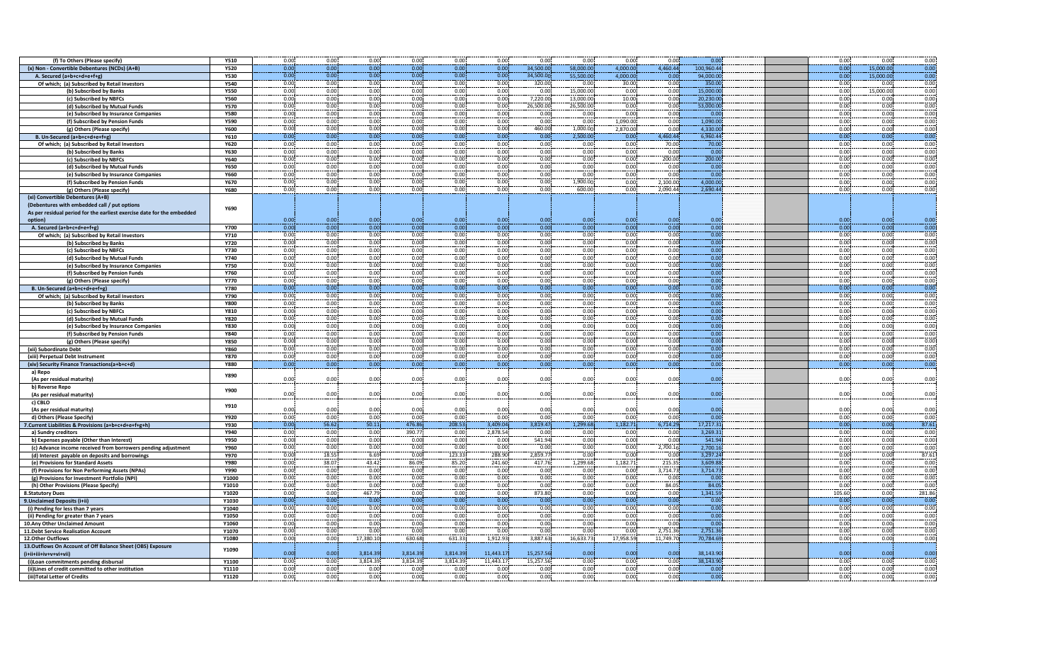| | | | | | | | | | | | | | | | | | |
|---|---|---|---|---|---|---|---|---|---|---|---|---|---|---|---|---|---|
| (f) To Others (Please specify) | Y510 | 0.00 | 0.00 | 0.00 | 0.00 | 0.00 | 0.00 | 0.00 | 0.00 | 0.00 | 0.00 | 0.00 | | | 0.00 | 0.00 | 0.00 |
| (x) Non - Convertible Debentures (NCDs) (A+B) | Y520 | 0.00 | 0.00 | 0.00 | 0.00 | 0.00 | 0.00 | 34,500.00 | 58,000.00 | 4,000.00 | 4,460.44 | 100,960.44 | | | 0.00 | 15,000.00 | 0.00 |
| A. Secured (a+b+c+d+e+f+g) | Y530 | 0.00 | 0.00 | 0.00 | 0.00 | 0.00 | 0.00 | 34,500.00 | 55,500.00 | 4,000.00 | 0.00 | 94,000.00 | | | 0.00 | 15,000.00 | 0.00 |
| Of which; (a) Subscribed by Retail Investors | Y540 | 0.00 | 0.00 | 0.00 | 0.00 | 0.00 | 0.00 | 320.00 | 0.00 | 30.00 | 0.00 | 350.00 | | | 0.00 | 0.00 | 0.00 |
| (b) Subscribed by Banks | Y550 | 0.00 | 0.00 | 0.00 | 0.00 | 0.00 | 0.00 | 0.00 | 15,000.00 | 0.00 | 0.00 | 15,000.00 | | | 0.00 | 15,000.00 | 0.00 |
| (c) Subscribed by NBFCs | Y560 | 0.00 | 0.00 | 0.00 | 0.00 | 0.00 | 0.00 | 7,220.00 | 13,000.00 | 10.00 | 0.00 | 20,230.00 | | | 0.00 | 0.00 | 0.00 |
| (d) Subscribed by Mutual Funds | Y570 | 0.00 | 0.00 | 0.00 | 0.00 | 0.00 | 0.00 | 26,500.00 | 26,500.00 | 0.00 | 0.00 | 53,000.00 | | | 0.00 | 0.00 | 0.00 |
| (e) Subscribed by Insurance Companies | Y580 | 0.00 | 0.00 | 0.00 | 0.00 | 0.00 | 0.00 | 0.00 | 0.00 | 0.00 | 0.00 | 0.00 | | | 0.00 | 0.00 | 0.00 |
| (f) Subscribed by Pension Funds | Y590 | 0.00 | 0.00 | 0.00 | 0.00 | 0.00 | 0.00 | 0.00 | 0.00 | 1,090.00 | 0.00 | 1,090.00 | | | 0.00 | 0.00 | 0.00 |
| (g) Others (Please specify) | Y600 | 0.00 | 0.00 | 0.00 | 0.00 | 0.00 | 0.00 | 460.00 | 1,000.00 | 2,870.00 | 0.00 | 4,330.00 | | | 0.00 | 0.00 | 0.00 |
| B. Un-Secured (a+b+c+d+e+f+g) | Y610 | 0.00 | 0.00 | 0.00 | 0.00 | 0.00 | 0.00 | 0.00 | 2,500.00 | 0.00 | 4,460.44 | 6,960.44 | | | 0.00 | 0.00 | 0.00 |
| Of which; (a) Subscribed by Retail Investors | Y620 | 0.00 | 0.00 | 0.00 | 0.00 | 0.00 | 0.00 | 0.00 | 0.00 | 0.00 | 70.00 | 70.00 | | | 0.00 | 0.00 | 0.00 |
| (b) Subscribed by Banks | Y630 | 0.00 | 0.00 | 0.00 | 0.00 | 0.00 | 0.00 | 0.00 | 0.00 | 0.00 | 0.00 | 0.00 | | | 0.00 | 0.00 | 0.00 |
| (c) Subscribed by NBFCs | Y640 | 0.00 | 0.00 | 0.00 | 0.00 | 0.00 | 0.00 | 0.00 | 0.00 | 0.00 | 200.00 | 200.00 | | | 0.00 | 0.00 | 0.00 |
| (d) Subscribed by Mutual Funds | Y650 | 0.00 | 0.00 | 0.00 | 0.00 | 0.00 | 0.00 | 0.00 | 0.00 | 0.00 | 0.00 | 0.00 | | | 0.00 | 0.00 | 0.00 |
| (e) Subscribed by Insurance Companies | Y660 | 0.00 | 0.00 | 0.00 | 0.00 | 0.00 | 0.00 | 0.00 | 0.00 | 0.00 | 0.00 | 0.00 | | | 0.00 | 0.00 | 0.00 |
| (f) Subscribed by Pension Funds | Y670 | 0.00 | 0.00 | 0.00 | 0.00 | 0.00 | 0.00 | 0.00 | 1,900.00 | 0.00 | 2,100.00 | 4,000.00 | | | 0.00 | 0.00 | 0.00 |
| (g) Others (Please specify) | Y680 | 0.00 | 0.00 | 0.00 | 0.00 | 0.00 | 0.00 | 0.00 | 600.00 | 0.00 | 2,090.44 | 2,690.44 | | | 0.00 | 0.00 | 0.00 |
| (xi) Convertible Debentures (A+B) (Debentures with embedded call / put options As per residual period for the earliest exercise date for the embedded option) | Y690 | 0.00 | 0.00 | 0.00 | 0.00 | 0.00 | 0.00 | 0.00 | 0.00 | 0.00 | 0.00 | 0.00 | | | 0.00 | 0.00 | 0.00 |
| A. Secured (a+b+c+d+e+f+g) | Y700 | 0.00 | 0.00 | 0.00 | 0.00 | 0.00 | 0.00 | 0.00 | 0.00 | 0.00 | 0.00 | 0.00 | | | 0.00 | 0.00 | 0.00 |
| Of which; (a) Subscribed by Retail Investors | Y710 | 0.00 | 0.00 | 0.00 | 0.00 | 0.00 | 0.00 | 0.00 | 0.00 | 0.00 | 0.00 | 0.00 | | | 0.00 | 0.00 | 0.00 |
| (b) Subscribed by Banks | Y720 | 0.00 | 0.00 | 0.00 | 0.00 | 0.00 | 0.00 | 0.00 | 0.00 | 0.00 | 0.00 | 0.00 | | | 0.00 | 0.00 | 0.00 |
| (c) Subscribed by NBFCs | Y730 | 0.00 | 0.00 | 0.00 | 0.00 | 0.00 | 0.00 | 0.00 | 0.00 | 0.00 | 0.00 | 0.00 | | | 0.00 | 0.00 | 0.00 |
| (d) Subscribed by Mutual Funds | Y740 | 0.00 | 0.00 | 0.00 | 0.00 | 0.00 | 0.00 | 0.00 | 0.00 | 0.00 | 0.00 | 0.00 | | | 0.00 | 0.00 | 0.00 |
| (e) Subscribed by Insurance Companies | Y750 | 0.00 | 0.00 | 0.00 | 0.00 | 0.00 | 0.00 | 0.00 | 0.00 | 0.00 | 0.00 | 0.00 | | | 0.00 | 0.00 | 0.00 |
| (f) Subscribed by Pension Funds | Y760 | 0.00 | 0.00 | 0.00 | 0.00 | 0.00 | 0.00 | 0.00 | 0.00 | 0.00 | 0.00 | 0.00 | | | 0.00 | 0.00 | 0.00 |
| (g) Others (Please specify) | Y770 | 0.00 | 0.00 | 0.00 | 0.00 | 0.00 | 0.00 | 0.00 | 0.00 | 0.00 | 0.00 | 0.00 | | | 0.00 | 0.00 | 0.00 |
| B. Un-Secured (a+b+c+d+e+f+g) | Y780 | 0.00 | 0.00 | 0.00 | 0.00 | 0.00 | 0.00 | 0.00 | 0.00 | 0.00 | 0.00 | 0.00 | | | 0.00 | 0.00 | 0.00 |
| Of which; (a) Subscribed by Retail Investors | Y790 | 0.00 | 0.00 | 0.00 | 0.00 | 0.00 | 0.00 | 0.00 | 0.00 | 0.00 | 0.00 | 0.00 | | | 0.00 | 0.00 | 0.00 |
| (b) Subscribed by Banks | Y800 | 0.00 | 0.00 | 0.00 | 0.00 | 0.00 | 0.00 | 0.00 | 0.00 | 0.00 | 0.00 | 0.00 | | | 0.00 | 0.00 | 0.00 |
| (c) Subscribed by NBFCs | Y810 | 0.00 | 0.00 | 0.00 | 0.00 | 0.00 | 0.00 | 0.00 | 0.00 | 0.00 | 0.00 | 0.00 | | | 0.00 | 0.00 | 0.00 |
| (d) Subscribed by Mutual Funds | Y820 | 0.00 | 0.00 | 0.00 | 0.00 | 0.00 | 0.00 | 0.00 | 0.00 | 0.00 | 0.00 | 0.00 | | | 0.00 | 0.00 | 0.00 |
| (e) Subscribed by Insurance Companies | Y830 | 0.00 | 0.00 | 0.00 | 0.00 | 0.00 | 0.00 | 0.00 | 0.00 | 0.00 | 0.00 | 0.00 | | | 0.00 | 0.00 | 0.00 |
| (f) Subscribed by Pension Funds | Y840 | 0.00 | 0.00 | 0.00 | 0.00 | 0.00 | 0.00 | 0.00 | 0.00 | 0.00 | 0.00 | 0.00 | | | 0.00 | 0.00 | 0.00 |
| (g) Others (Please specify) | Y850 | 0.00 | 0.00 | 0.00 | 0.00 | 0.00 | 0.00 | 0.00 | 0.00 | 0.00 | 0.00 | 0.00 | | | 0.00 | 0.00 | 0.00 |
| (xii) Subordinate Debt | Y860 | 0.00 | 0.00 | 0.00 | 0.00 | 0.00 | 0.00 | 0.00 | 0.00 | 0.00 | 0.00 | 0.00 | | | 0.00 | 0.00 | 0.00 |
| (xiii) Perpetual Debt Instrument | Y870 | 0.00 | 0.00 | 0.00 | 0.00 | 0.00 | 0.00 | 0.00 | 0.00 | 0.00 | 0.00 | 0.00 | | | 0.00 | 0.00 | 0.00 |
| (xiv) Security Finance Transactions(a+b+c+d) | Y880 | 0.00 | 0.00 | 0.00 | 0.00 | 0.00 | 0.00 | 0.00 | 0.00 | 0.00 | 0.00 | 0.00 | | | 0.00 | 0.00 | 0.00 |
| a) Repo (As per residual maturity) | Y890 | 0.00 | 0.00 | 0.00 | 0.00 | 0.00 | 0.00 | 0.00 | 0.00 | 0.00 | 0.00 | 0.00 | | | 0.00 | 0.00 | 0.00 |
| b) Reverse Repo (As per residual maturity) | Y900 | 0.00 | 0.00 | 0.00 | 0.00 | 0.00 | 0.00 | 0.00 | 0.00 | 0.00 | 0.00 | 0.00 | | | 0.00 | 0.00 | 0.00 |
| c) CBLO (As per residual maturity) | Y910 | 0.00 | 0.00 | 0.00 | 0.00 | 0.00 | 0.00 | 0.00 | 0.00 | 0.00 | 0.00 | 0.00 | | | 0.00 | 0.00 | 0.00 |
| d) Others (Please Specify) | Y920 | 0.00 | 0.00 | 0.00 | 0.00 | 0.00 | 0.00 | 0.00 | 0.00 | 0.00 | 0.00 | 0.00 | | | 0.00 | 0.00 | 0.00 |
| 7.Current Liabilities & Provisions (a+b+c+d+e+f+g+h) | Y930 | 0.00 | 56.62 | 50.11 | 476.86 | 208.53 | 3,409.04 | 3,819.47 | 1,299.68 | 1,182.71 | 6,714.28 | 17,217.31 | | | 0.00 | 0.00 | 87.61 |
| a) Sundry creditors | Y940 | 0.00 | 0.00 | 0.00 | 390.77 | 0.00 | 2,878.54 | 0.00 | 0.00 | 0.00 | 0.00 | 3,269.31 | | | 0.00 | 0.00 | 0.00 |
| b) Expenses payable (Other than Interest) | Y950 | 0.00 | 0.00 | 0.00 | 0.00 | 0.00 | 0.00 | 541.94 | 0.00 | 0.00 | 0.00 | 541.94 | | | 0.00 | 0.00 | 0.00 |
| (c) Advance income received from borrowers pending adjustment | Y960 | 0.00 | 0.00 | 0.00 | 0.00 | 0.00 | 0.00 | 0.00 | 0.00 | 0.00 | 2,700.16 | 2,700.16 | | | 0.00 | 0.00 | 0.00 |
| (d) Interest payable on deposits and borrowings | Y970 | 0.00 | 18.55 | 6.69 | 0.00 | 123.33 | 288.90 | 2,859.77 | 0.00 | 0.00 | 0.00 | 3,297.24 | | | 0.00 | 0.00 | 87.61 |
| (e) Provisions for Standard Assets | Y980 | 0.00 | 38.07 | 43.42 | 86.09 | 85.20 | 241.60 | 417.76 | 1,299.68 | 1,182.71 | 215.35 | 3,609.88 | | | 0.00 | 0.00 | 0.00 |
| (f) Provisions for Non Performing Assets (NPAs) | Y990 | 0.00 | 0.00 | 0.00 | 0.00 | 0.00 | 0.00 | 0.00 | 0.00 | 0.00 | 3,714.73 | 3,714.73 | | | 0.00 | 0.00 | 0.00 |
| (g) Provisions for Investment Portfolio (NPI) | Y1000 | 0.00 | 0.00 | 0.00 | 0.00 | 0.00 | 0.00 | 0.00 | 0.00 | 0.00 | 0.00 | 0.00 | | | 0.00 | 0.00 | 0.00 |
| (h) Other Provisions (Please Specify) | Y1010 | 0.00 | 0.00 | 0.00 | 0.00 | 0.00 | 0.00 | 0.00 | 0.00 | 0.00 | 84.05 | 84.05 | | | 0.00 | 0.00 | 0.00 |
| 8.Statutory Dues | Y1020 | 0.00 | 0.00 | 467.79 | 0.00 | 0.00 | 0.00 | 873.80 | 0.00 | 0.00 | 0.00 | 1,341.59 | | | 105.60 | 0.00 | 281.86 |
| 9.Unclaimed Deposits (i+ii) | Y1030 | 0.00 | 0.00 | 0.00 | 0.00 | 0.00 | 0.00 | 0.00 | 0.00 | 0.00 | 0.00 | 0.00 | | | 0.00 | 0.00 | 0.00 |
| (i) Pending for less than 7 years | Y1040 | 0.00 | 0.00 | 0.00 | 0.00 | 0.00 | 0.00 | 0.00 | 0.00 | 0.00 | 0.00 | 0.00 | | | 0.00 | 0.00 | 0.00 |
| (ii) Pending for greater than 7 years | Y1050 | 0.00 | 0.00 | 0.00 | 0.00 | 0.00 | 0.00 | 0.00 | 0.00 | 0.00 | 0.00 | 0.00 | | | 0.00 | 0.00 | 0.00 |
| 10.Any Other Unclaimed Amount | Y1060 | 0.00 | 0.00 | 0.00 | 0.00 | 0.00 | 0.00 | 0.00 | 0.00 | 0.00 | 0.00 | 0.00 | | | 0.00 | 0.00 | 0.00 |
| 11.Debt Service Realisation Account | Y1070 | 0.00 | 0.00 | 0.00 | 0.00 | 0.00 | 0.00 | 0.00 | 0.00 | 0.00 | 2,751.36 | 2,751.36 | | | 0.00 | 0.00 | 0.00 |
| 12.Other Outflows | Y1080 | 0.00 | 0.00 | 17,380.10 | 630.68 | 631.33 | 1,912.93 | 3,887.63 | 16,633.73 | 17,958.59 | 11,749.70 | 70,784.69 | | | 0.00 | 0.00 | 0.00 |
| 13.Outflows On Account of Off Balance Sheet (OBS) Exposure (i+ii+iii+iv+v+vi+vii) | Y1090 | 0.00 | 0.00 | 3,814.39 | 3,814.39 | 3,814.39 | 11,443.17 | 15,257.56 | 0.00 | 0.00 | 0.00 | 38,143.90 | | | 0.00 | 0.00 | 0.00 |
| (i)Loan commitments pending disbursal | Y1100 | 0.00 | 0.00 | 3,814.39 | 3,814.39 | 3,814.39 | 11,443.17 | 15,257.56 | 0.00 | 0.00 | 0.00 | 38,143.90 | | | 0.00 | 0.00 | 0.00 |
| (ii)Lines of credit committed to other institution | Y1110 | 0.00 | 0.00 | 0.00 | 0.00 | 0.00 | 0.00 | 0.00 | 0.00 | 0.00 | 0.00 | 0.00 | | | 0.00 | 0.00 | 0.00 |
| (iii)Total Letter of Credits | Y1120 | 0.00 | 0.00 | 0.00 | 0.00 | 0.00 | 0.00 | 0.00 | 0.00 | 0.00 | 0.00 | 0.00 | | | 0.00 | 0.00 | 0.00 |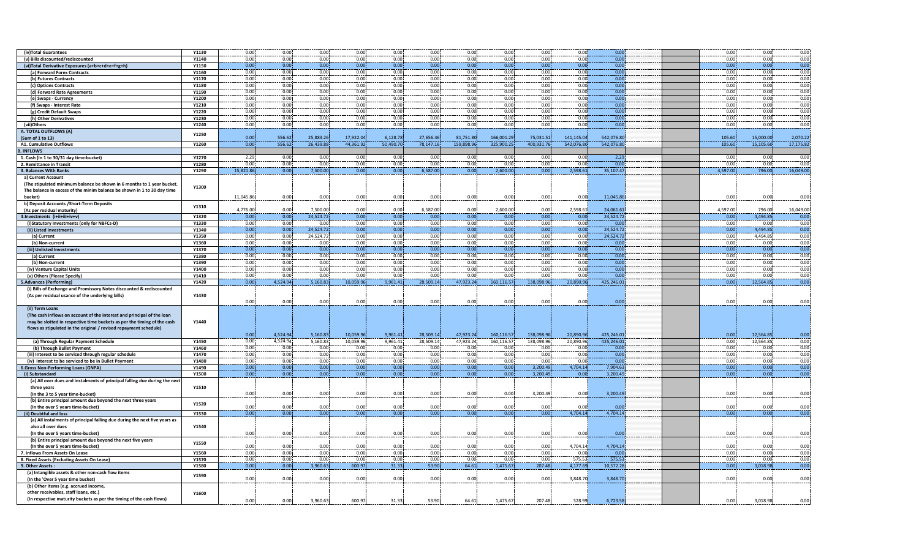| | | | | | | | | | | | | | | | | | | |
|---|---|---|---|---|---|---|---|---|---|---|---|---|---|---|---|---|---|---|
| (iv)Total Guarantees | Y1130 | 0.00 | 0.00 | 0.00 | 0.00 | 0.00 | 0.00 | 0.00 | 0.00 | 0.00 | 0.00 | 0.00 | | | | 0.00 | 0.00 | 0.00 |
| (v) Bills discounted/rediscounted | Y1140 | 0.00 | 0.00 | 0.00 | 0.00 | 0.00 | 0.00 | 0.00 | 0.00 | 0.00 | 0.00 | 0.00 | | | | 0.00 | 0.00 | 0.00 |
| (vi)Total Derivative Exposures (a+b+c+d+e+f+g+h) | Y1150 | 0.00 | 0.00 | 0.00 | 0.00 | 0.00 | 0.00 | 0.00 | 0.00 | 0.00 | 0.00 | 0.00 | | | | 0.00 | 0.00 | 0.00 |
| (a) Forward Forex Contracts | Y1160 | 0.00 | 0.00 | 0.00 | 0.00 | 0.00 | 0.00 | 0.00 | 0.00 | 0.00 | 0.00 | 0.00 | | | | 0.00 | 0.00 | 0.00 |
| (b) Futures Contracts | Y1170 | 0.00 | 0.00 | 0.00 | 0.00 | 0.00 | 0.00 | 0.00 | 0.00 | 0.00 | 0.00 | 0.00 | | | | 0.00 | 0.00 | 0.00 |
| (c) Options Contracts | Y1180 | 0.00 | 0.00 | 0.00 | 0.00 | 0.00 | 0.00 | 0.00 | 0.00 | 0.00 | 0.00 | 0.00 | | | | 0.00 | 0.00 | 0.00 |
| (d) Forward Rate Agreements | Y1190 | 0.00 | 0.00 | 0.00 | 0.00 | 0.00 | 0.00 | 0.00 | 0.00 | 0.00 | 0.00 | 0.00 | | | | 0.00 | 0.00 | 0.00 |
| (e) Swaps - Currency | Y1200 | 0.00 | 0.00 | 0.00 | 0.00 | 0.00 | 0.00 | 0.00 | 0.00 | 0.00 | 0.00 | 0.00 | | | | 0.00 | 0.00 | 0.00 |
| (f) Swaps - Interest Rate | Y1210 | 0.00 | 0.00 | 0.00 | 0.00 | 0.00 | 0.00 | 0.00 | 0.00 | 0.00 | 0.00 | 0.00 | | | | 0.00 | 0.00 | 0.00 |
| (g) Credit Default Swaps | Y1220 | 0.00 | 0.00 | 0.00 | 0.00 | 0.00 | 0.00 | 0.00 | 0.00 | 0.00 | 0.00 | 0.00 | | | | 0.00 | 0.00 | 0.00 |
| (h) Other Derivatives | Y1230 | 0.00 | 0.00 | 0.00 | 0.00 | 0.00 | 0.00 | 0.00 | 0.00 | 0.00 | 0.00 | 0.00 | | | | 0.00 | 0.00 | 0.00 |
| (vii)Others | Y1240 | 0.00 | 0.00 | 0.00 | 0.00 | 0.00 | 0.00 | 0.00 | 0.00 | 0.00 | 0.00 | 0.00 | | | | 0.00 | 0.00 | 0.00 |
| A. TOTAL OUTFLOWS (A) (Sum of 1 to 13) | Y1250 | 0.00 | 556.62 | 25,883.26 | 17,922.04 | 6,128.78 | 27,656.46 | 81,751.80 | 166,001.29 | 75,031.51 | 141,145.04 | 542,076.80 | | | | 105.60 | 15,000.00 | 2,070.22 |
| A1. Cumulative Outflows | Y1260 | 0.00 | 556.62 | 26,439.88 | 44,361.92 | 50,490.70 | 78,147.16 | 159,898.96 | 325,900.25 | 400,931.76 | 542,076.80 | 542,076.80 | | | | 105.60 | 15,105.60 | 17,175.82 |
| B. INFLOWS | | | | | | | | | | | | | | | | | | |
| 1. Cash (In 1 to 30/31 day time-bucket) | Y1270 | 2.29 | 0.00 | 0.00 | 0.00 | 0.00 | 0.00 | 0.00 | 0.00 | 0.00 | 0.00 | 2.29 | | | | 0.00 | 0.00 | 0.00 |
| 2. Remittance in Transit | Y1280 | 0.00 | 0.00 | 0.00 | 0.00 | 0.00 | 0.00 | 0.00 | 0.00 | 0.00 | 0.00 | 0.00 | | | | 0.00 | 0.00 | 0.00 |
| 3. Balances With Banks | Y1290 | 15,821.86 | 0.00 | 7,500.00 | 0.00 | 0.00 | 6,587.00 | 0.00 | 2,600.00 | 0.00 | 2,598.61 | 35,107.47 | | | | 4,597.00 | 796.00 | 16,049.00 |
| a) Current Account (The stipulated minimum balance be shown in 6 months to 1 year bucket. The balance in excess of the minim balance be shown in 1 to 30 day time bucket) | Y1300 | 11,045.86 | 0.00 | 0.00 | 0.00 | 0.00 | 0.00 | 0.00 | 0.00 | 0.00 | 0.00 | 11,045.86 | | | | 0.00 | 0.00 | 0.00 |
| b) Deposit Accounts /Short-Term Deposits (As per residual maturity) | Y1310 | 4,776.00 | 0.00 | 7,500.00 | 0.00 | 0.00 | 6,587.00 | 0.00 | 2,600.00 | 0.00 | 2,598.61 | 24,061.61 | | | | 4,597.00 | 796.00 | 16,049.00 |
| 4.Investments (i+ii+iii+iv+v) | Y1320 | 0.00 | 0.00 | 24,524.72 | 0.00 | 0.00 | 0.00 | 0.00 | 0.00 | 0.00 | 0.00 | 24,524.72 | | | | 0.00 | 4,494.85 | 0.00 |
| (i)Statutory Investments (only for NBFCs-D) | Y1330 | 0.00 | 0.00 | 0.00 | 0.00 | 0.00 | 0.00 | 0.00 | 0.00 | 0.00 | 0.00 | 0.00 | | | | 0.00 | 0.00 | 0.00 |
| (ii) Listed Investments | Y1340 | 0.00 | 0.00 | 24,524.72 | 0.00 | 0.00 | 0.00 | 0.00 | 0.00 | 0.00 | 0.00 | 24,524.72 | | | | 0.00 | 4,494.85 | 0.00 |
| (a) Current | Y1350 | 0.00 | 0.00 | 24,524.72 | 0.00 | 0.00 | 0.00 | 0.00 | 0.00 | 0.00 | 0.00 | 24,524.72 | | | | 0.00 | 4,494.85 | 0.00 |
| (b) Non-current | Y1360 | 0.00 | 0.00 | 0.00 | 0.00 | 0.00 | 0.00 | 0.00 | 0.00 | 0.00 | 0.00 | 0.00 | | | | 0.00 | 0.00 | 0.00 |
| (iii) Unlisted Investments | Y1370 | 0.00 | 0.00 | 0.00 | 0.00 | 0.00 | 0.00 | 0.00 | 0.00 | 0.00 | 0.00 | 0.00 | | | | 0.00 | 0.00 | 0.00 |
| (a) Current | Y1380 | 0.00 | 0.00 | 0.00 | 0.00 | 0.00 | 0.00 | 0.00 | 0.00 | 0.00 | 0.00 | 0.00 | | | | 0.00 | 0.00 | 0.00 |
| (b) Non-current | Y1390 | 0.00 | 0.00 | 0.00 | 0.00 | 0.00 | 0.00 | 0.00 | 0.00 | 0.00 | 0.00 | 0.00 | | | | 0.00 | 0.00 | 0.00 |
| (iv) Venture Capital Units | Y1400 | 0.00 | 0.00 | 0.00 | 0.00 | 0.00 | 0.00 | 0.00 | 0.00 | 0.00 | 0.00 | 0.00 | | | | 0.00 | 0.00 | 0.00 |
| (v) Others (Please Specify) | Y1410 | 0.00 | 0.00 | 0.00 | 0.00 | 0.00 | 0.00 | 0.00 | 0.00 | 0.00 | 0.00 | 0.00 | | | | 0.00 | 0.00 | 0.00 |
| 5.Advances (Performing) | Y1420 | 0.00 | 4,524.94 | 5,160.83 | 10,059.96 | 9,961.41 | 28,509.14 | 47,923.24 | 160,116.57 | 138,098.96 | 20,890.96 | 425,246.01 | | | | 0.00 | 12,564.85 | 0.00 |
| (i) Bills of Exchange and Promissory Notes discounted & rediscounted (As per residual usance of the underlying bills) | Y1430 | 0.00 | 0.00 | 0.00 | 0.00 | 0.00 | 0.00 | 0.00 | 0.00 | 0.00 | 0.00 | 0.00 | | | | 0.00 | 0.00 | 0.00 |
| (ii) Term Loans (The cash inflows on account of the interest and principal of the loan may be slotted in respective time buckets as per the timing of the cash flows as stipulated in the original / revised repayment schedule) | Y1440 | 0.00 | 4,524.94 | 5,160.83 | 10,059.96 | 9,961.41 | 28,509.14 | 47,923.24 | 160,116.57 | 138,098.96 | 20,890.96 | 425,246.01 | | | | 0.00 | 12,564.85 | 0.00 |
| (a) Through Regular Payment Schedule | Y1450 | 0.00 | 4,524.94 | 5,160.83 | 10,059.96 | 9,961.41 | 28,509.14 | 47,923.24 | 160,116.57 | 138,098.96 | 20,890.96 | 425,246.01 | | | | 0.00 | 12,564.85 | 0.00 |
| (b) Through Bullet Payment | Y1460 | 0.00 | 0.00 | 0.00 | 0.00 | 0.00 | 0.00 | 0.00 | 0.00 | 0.00 | 0.00 | 0.00 | | | | 0.00 | 0.00 | 0.00 |
| (iii) Interest to be serviced through regular schedule | Y1470 | 0.00 | 0.00 | 0.00 | 0.00 | 0.00 | 0.00 | 0.00 | 0.00 | 0.00 | 0.00 | 0.00 | | | | 0.00 | 0.00 | 0.00 |
| (iv) Interest to be serviced to be in Bullet Payment | Y1480 | 0.00 | 0.00 | 0.00 | 0.00 | 0.00 | 0.00 | 0.00 | 0.00 | 0.00 | 0.00 | 0.00 | | | | 0.00 | 0.00 | 0.00 |
| 6.Gross Non-Performing Loans (GNPA) | Y1490 | 0.00 | 0.00 | 0.00 | 0.00 | 0.00 | 0.00 | 0.00 | 0.00 | 3,200.49 | 4,704.14 | 7,904.63 | | | | 0.00 | 0.00 | 0.00 |
| (i) Substandard | Y1500 | 0.00 | 0.00 | 0.00 | 0.00 | 0.00 | 0.00 | 0.00 | 0.00 | 3,200.49 | 0.00 | 3,200.49 | | | | 0.00 | 0.00 | 0.00 |
| (a) All over dues and instalments of principal falling due during the next three years (In the 3 to 5 year time-bucket) | Y1510 | 0.00 | 0.00 | 0.00 | 0.00 | 0.00 | 0.00 | 0.00 | 0.00 | 3,200.49 | 0.00 | 3,200.49 | | | | 0.00 | 0.00 | 0.00 |
| (b) Entire principal amount due beyond the next three years (In the over 5 years time-bucket) | Y1520 | 0.00 | 0.00 | 0.00 | 0.00 | 0.00 | 0.00 | 0.00 | 0.00 | 0.00 | 0.00 | 0.00 | | | | 0.00 | 0.00 | 0.00 |
| (ii) Doubtful and loss | Y1530 | 0.00 | 0.00 | 0.00 | 0.00 | 0.00 | 0.00 | 0.00 | 0.00 | 0.00 | 4,704.14 | 4,704.14 | | | | 0.00 | 0.00 | 0.00 |
| (a) All instalments of principal falling due during the next five years as also all over dues (In the over 5 years time-bucket) | Y1540 | 0.00 | 0.00 | 0.00 | 0.00 | 0.00 | 0.00 | 0.00 | 0.00 | 0.00 | 0.00 | 0.00 | | | | 0.00 | 0.00 | 0.00 |
| (b) Entire principal amount due beyond the next five years (In the over 5 years time-bucket) | Y1550 | 0.00 | 0.00 | 0.00 | 0.00 | 0.00 | 0.00 | 0.00 | 0.00 | 0.00 | 4,704.14 | 4,704.14 | | | | 0.00 | 0.00 | 0.00 |
| 7. Inflows From Assets On Lease | Y1560 | 0.00 | 0.00 | 0.00 | 0.00 | 0.00 | 0.00 | 0.00 | 0.00 | 0.00 | 0.00 | 0.00 | | | | 0.00 | 0.00 | 0.00 |
| 8. Fixed Assets (Excluding Assets On Lease) | Y1570 | 0.00 | 0.00 | 0.00 | 0.00 | 0.00 | 0.00 | 0.00 | 0.00 | 0.00 | 575.53 | 575.53 | | | | 0.00 | 0.00 | 0.00 |
| 9. Other Assets : | Y1580 | 0.00 | 0.00 | 3,960.63 | 600.97 | 31.33 | 53.90 | 64.61 | 1,475.67 | 207.48 | 4,177.69 | 10,572.28 | | | | 0.00 | 3,018.98 | 0.00 |
| (a) Intangible assets & other non-cash flow items (In the 'Over 5 year time bucket) | Y1590 | 0.00 | 0.00 | 0.00 | 0.00 | 0.00 | 0.00 | 0.00 | 0.00 | 0.00 | 3,848.70 | 3,848.70 | | | | 0.00 | 0.00 | 0.00 |
| (b) Other items (e.g. accrued income, other receivables, staff loans, etc.) (In respective maturity buckets as per the timing of the cash flows) | Y1600 | 0.00 | 0.00 | 3,960.63 | 600.97 | 31.33 | 53.90 | 64.61 | 1,475.67 | 207.48 | 328.99 | 6,723.58 | | | | 0.00 | 3,018.98 | 0.00 |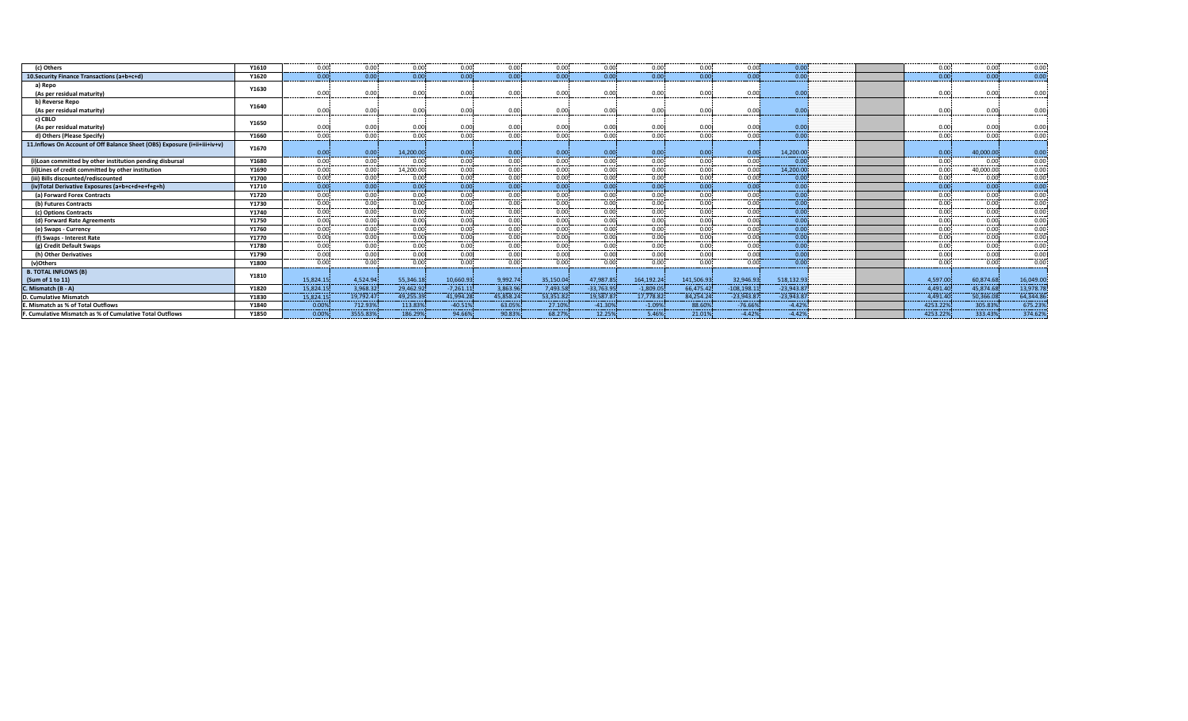| (c) Others | Y1610 | 0.00 | 0.00 | 0.00 | 0.00 | 0.00 | 0.00 | 0.00 | 0.00 | 0.00 | 0.00 | 0.00 | | | 0.00 | 0.00 | 0.00 |
|---|---|---|---|---|---|---|---|---|---|---|---|---|---|---|---|---|---|
| 10.Security Finance Transactions (a+b+c+d) | Y1620 | 0.00 | 0.00 | 0.00 | 0.00 | 0.00 | 0.00 | 0.00 | 0.00 | 0.00 | 0.00 | 0.00 | | | 0.00 | 0.00 | 0.00 |
| a) Repo (As per residual maturity) | Y1630 | 0.00 | 0.00 | 0.00 | 0.00 | 0.00 | 0.00 | 0.00 | 0.00 | 0.00 | 0.00 | 0.00 | | | 0.00 | 0.00 | 0.00 |
| b) Reverse Repo (As per residual maturity) | Y1640 | 0.00 | 0.00 | 0.00 | 0.00 | 0.00 | 0.00 | 0.00 | 0.00 | 0.00 | 0.00 | 0.00 | | | 0.00 | 0.00 | 0.00 |
| c) CBLO (As per residual maturity) | Y1650 | 0.00 | 0.00 | 0.00 | 0.00 | 0.00 | 0.00 | 0.00 | 0.00 | 0.00 | 0.00 | 0.00 | | | 0.00 | 0.00 | 0.00 |
| d) Others (Please Specify) | Y1660 | 0.00 | 0.00 | 0.00 | 0.00 | 0.00 | 0.00 | 0.00 | 0.00 | 0.00 | 0.00 | 0.00 | | | 0.00 | 0.00 | 0.00 |
| 11.Inflows On Account of Off Balance Sheet (OBS) Exposure (i+ii+iii+iv+v) | Y1670 | 0.00 | 0.00 | 14,200.00 | 0.00 | 0.00 | 0.00 | 0.00 | 0.00 | 0.00 | 0.00 | 14,200.00 | | | 0.00 | 40,000.00 | 0.00 |
| (i)Loan committed by other institution pending disbursal | Y1680 | 0.00 | 0.00 | 0.00 | 0.00 | 0.00 | 0.00 | 0.00 | 0.00 | 0.00 | 0.00 | 0.00 | | | 0.00 | 0.00 | 0.00 |
| (ii)Lines of credit committed by other institution | Y1690 | 0.00 | 0.00 | 14,200.00 | 0.00 | 0.00 | 0.00 | 0.00 | 0.00 | 0.00 | 0.00 | 14,200.00 | | | 0.00 | 40,000.00 | 0.00 |
| (iii) Bills discounted/rediscounted | Y1700 | 0.00 | 0.00 | 0.00 | 0.00 | 0.00 | 0.00 | 0.00 | 0.00 | 0.00 | 0.00 | 0.00 | | | 0.00 | 0.00 | 0.00 |
| (iv)Total Derivative Exposures (a+b+c+d+e+f+g+h) | Y1710 | 0.00 | 0.00 | 0.00 | 0.00 | 0.00 | 0.00 | 0.00 | 0.00 | 0.00 | 0.00 | 0.00 | | | 0.00 | 0.00 | 0.00 |
| (a) Forward Forex Contracts | Y1720 | 0.00 | 0.00 | 0.00 | 0.00 | 0.00 | 0.00 | 0.00 | 0.00 | 0.00 | 0.00 | 0.00 | | | 0.00 | 0.00 | 0.00 |
| (b) Futures Contracts | Y1730 | 0.00 | 0.00 | 0.00 | 0.00 | 0.00 | 0.00 | 0.00 | 0.00 | 0.00 | 0.00 | 0.00 | | | 0.00 | 0.00 | 0.00 |
| (c) Options Contracts | Y1740 | 0.00 | 0.00 | 0.00 | 0.00 | 0.00 | 0.00 | 0.00 | 0.00 | 0.00 | 0.00 | 0.00 | | | 0.00 | 0.00 | 0.00 |
| (d) Forward Rate Agreements | Y1750 | 0.00 | 0.00 | 0.00 | 0.00 | 0.00 | 0.00 | 0.00 | 0.00 | 0.00 | 0.00 | 0.00 | | | 0.00 | 0.00 | 0.00 |
| (e) Swaps - Currency | Y1760 | 0.00 | 0.00 | 0.00 | 0.00 | 0.00 | 0.00 | 0.00 | 0.00 | 0.00 | 0.00 | 0.00 | | | 0.00 | 0.00 | 0.00 |
| (f) Swaps - Interest Rate | Y1770 | 0.00 | 0.00 | 0.00 | 0.00 | 0.00 | 0.00 | 0.00 | 0.00 | 0.00 | 0.00 | 0.00 | | | 0.00 | 0.00 | 0.00 |
| (g) Credit Default Swaps | Y1780 | 0.00 | 0.00 | 0.00 | 0.00 | 0.00 | 0.00 | 0.00 | 0.00 | 0.00 | 0.00 | 0.00 | | | 0.00 | 0.00 | 0.00 |
| (h) Other Derivatives | Y1790 | 0.00 | 0.00 | 0.00 | 0.00 | 0.00 | 0.00 | 0.00 | 0.00 | 0.00 | 0.00 | 0.00 | | | 0.00 | 0.00 | 0.00 |
| (v)Others | Y1800 | 0.00 | 0.00 | 0.00 | 0.00 | 0.00 | 0.00 | 0.00 | 0.00 | 0.00 | 0.00 | 0.00 | | | 0.00 | 0.00 | 0.00 |
| B. TOTAL INFLOWS (B) (Sum of 1 to 11) | Y1810 | 15,824.15 | 4,524.94 | 55,346.18 | 10,660.93 | 9,992.74 | 35,150.04 | 47,987.85 | 164,192.24 | 141,506.93 | 32,946.93 | 518,132.93 | | | 4,597.00 | 60,874.68 | 16,049.00 |
| C. Mismatch (B - A) | Y1820 | 15,824.15 | 3,968.32 | 29,462.92 | -7,261.11 | 3,863.96 | 7,493.58 | -33,763.95 | -1,809.05 | 66,475.42 | -108,198.11 | -23,943.87 | | | 4,491.40 | 45,874.68 | 13,978.78 |
| D. Cumulative Mismatch | Y1830 | 15,824.15 | 19,792.47 | 49,255.39 | 41,994.28 | 45,858.24 | 53,351.82 | 19,587.87 | 17,778.82 | 84,254.24 | -23,943.87 | -23,943.87 | | | 4,491.40 | 50,366.08 | 64,344.86 |
| E. Mismatch as % of Total Outflows | Y1840 | 0.00% | 712.93% | 113.83% | -40.51% | 63.05% | 27.10% | -41.30% | -1.09% | 88.60% | -76.66% | -4.42% | | | 4253.22% | 305.83% | 675.23% |
| F. Cumulative Mismatch as % of Cumulative Total Outflows | Y1850 | 0.00% | 3555.83% | 186.29% | 94.66% | 90.83% | 68.27% | 12.25% | 5.46% | 21.01% | -4.42% | -4.42% | | | 4253.22% | 333.43% | 374.62% |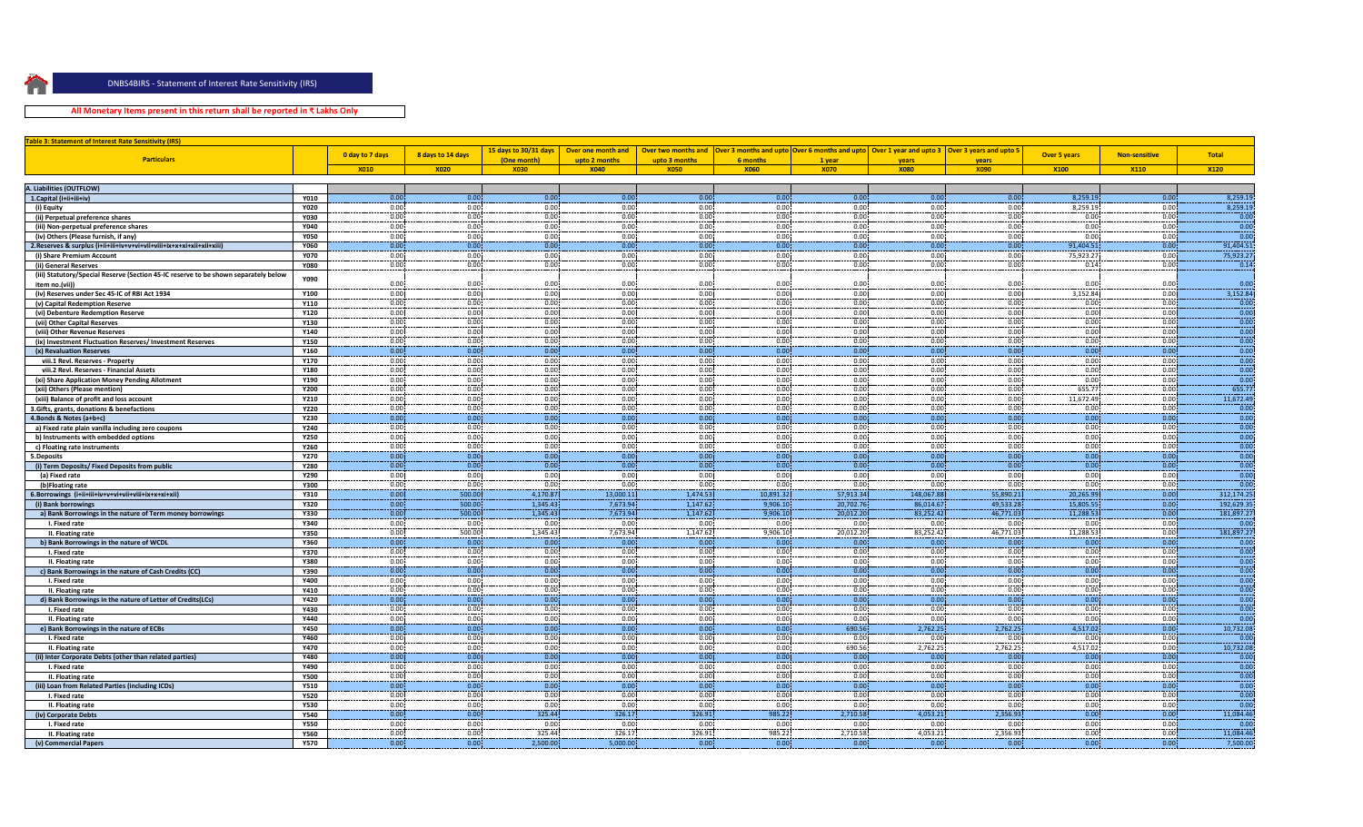DNBS4BIRS - Statement of Interest Rate Sensitivity (IRS)

**All Monetary Items present in this return shall be reported in ₹ Lakhs Only**

**Table 3: Statement of Interest Rate Sensitivity (IRS)**

| Particulars | | 0 day to 7 days | 8 days to 14 days | 15 days to 30/31 days (One month) | Over one month and upto 2 months | Over two months and upto 3 months | Over 3 months and upto 6 months | Over 6 months and upto 1 year | Over 1 year and upto 3 years | Over 3 years and upto 5 years | Over 5 years | Non-sensitive | Total |
|---|---|---|---|---|---|---|---|---|---|---|---|---|---|
| | | X010 | X020 | X030 | X040 | X050 | X060 | X070 | X080 | X090 | X100 | X110 | X120 |
| A. Liabilities (OUTFLOW) | | | | | | | | | | | | | |
| 1.Capital (i+ii+iii+iv) | Y010 | 0.00 | 0.00 | 0.00 | 0.00 | 0.00 | 0.00 | 0.00 | 0.00 | 0.00 | 8,259.19 | 0.00 | 8,259.19 |
| (i) Equity | Y020 | 0.00 | 0.00 | 0.00 | 0.00 | 0.00 | 0.00 | 0.00 | 0.00 | 0.00 | 8,259.19 | 0.00 | 8,259.19 |
| (ii) Perpetual preference shares | Y030 | 0.00 | 0.00 | 0.00 | 0.00 | 0.00 | 0.00 | 0.00 | 0.00 | 0.00 | 0.00 | 0.00 | 0.00 |
| (iii) Non-perpetual preference shares | Y040 | 0.00 | 0.00 | 0.00 | 0.00 | 0.00 | 0.00 | 0.00 | 0.00 | 0.00 | 0.00 | 0.00 | 0.00 |
| (iv) Others (Please furnish, if any) | Y050 | 0.00 | 0.00 | 0.00 | 0.00 | 0.00 | 0.00 | 0.00 | 0.00 | 0.00 | 0.00 | 0.00 | 0.00 |
| 2.Reserves & surplus (i+ii+iii+iv+v+vi+vii+viii+ix+x+xi+xii+xiii) | Y060 | 0.00 | 0.00 | 0.00 | 0.00 | 0.00 | 0.00 | 0.00 | 0.00 | 0.00 | 91,404.51 | 0.00 | 91,404.51 |
| (i) Share Premium Account | Y070 | 0.00 | 0.00 | 0.00 | 0.00 | 0.00 | 0.00 | 0.00 | 0.00 | 0.00 | 75,923.27 | 0.00 | 75,923.27 |
| (ii) General Reserves | Y080 | 0.00 | 0.00 | 0.00 | 0.00 | 0.00 | 0.00 | 0.00 | 0.00 | 0.00 | 0.14 | 0.00 | 0.14 |
| (iii) Statutory/Special Reserve (Section 45-IC reserve to be shown separately below item no.(vii)) | Y090 | 0.00 | 0.00 | 0.00 | 0.00 | 0.00 | 0.00 | 0.00 | 0.00 | 0.00 | 0.00 | 0.00 | 0.00 |
| (iv) Reserves under Sec 45-IC of RBI Act 1934 | Y100 | 0.00 | 0.00 | 0.00 | 0.00 | 0.00 | 0.00 | 0.00 | 0.00 | 0.00 | 3,152.84 | 0.00 | 3,152.84 |
| (v) Capital Redemption Reserve | Y110 | 0.00 | 0.00 | 0.00 | 0.00 | 0.00 | 0.00 | 0.00 | 0.00 | 0.00 | 0.00 | 0.00 | 0.00 |
| (vi) Debenture Redemption Reserve | Y120 | 0.00 | 0.00 | 0.00 | 0.00 | 0.00 | 0.00 | 0.00 | 0.00 | 0.00 | 0.00 | 0.00 | 0.00 |
| (vii) Other Capital Reserves | Y130 | 0.00 | 0.00 | 0.00 | 0.00 | 0.00 | 0.00 | 0.00 | 0.00 | 0.00 | 0.00 | 0.00 | 0.00 |
| (viii) Other Revenue Reserves | Y140 | 0.00 | 0.00 | 0.00 | 0.00 | 0.00 | 0.00 | 0.00 | 0.00 | 0.00 | 0.00 | 0.00 | 0.00 |
| (ix) Investment Fluctuation Reserves/ Investment Reserves | Y150 | 0.00 | 0.00 | 0.00 | 0.00 | 0.00 | 0.00 | 0.00 | 0.00 | 0.00 | 0.00 | 0.00 | 0.00 |
| (x) Revaluation Reserves | Y160 | 0.00 | 0.00 | 0.00 | 0.00 | 0.00 | 0.00 | 0.00 | 0.00 | 0.00 | 0.00 | 0.00 | 0.00 |
| viii.1 Revl. Reserves - Property | Y170 | 0.00 | 0.00 | 0.00 | 0.00 | 0.00 | 0.00 | 0.00 | 0.00 | 0.00 | 0.00 | 0.00 | 0.00 |
| viii.2 Revl. Reserves - Financial Assets | Y180 | 0.00 | 0.00 | 0.00 | 0.00 | 0.00 | 0.00 | 0.00 | 0.00 | 0.00 | 0.00 | 0.00 | 0.00 |
| (xi) Share Application Money Pending Allotment | Y190 | 0.00 | 0.00 | 0.00 | 0.00 | 0.00 | 0.00 | 0.00 | 0.00 | 0.00 | 0.00 | 0.00 | 0.00 |
| (xii) Others (Please mention) | Y200 | 0.00 | 0.00 | 0.00 | 0.00 | 0.00 | 0.00 | 0.00 | 0.00 | 0.00 | 655.77 | 0.00 | 655.77 |
| (xiii) Balance of profit and loss account | Y210 | 0.00 | 0.00 | 0.00 | 0.00 | 0.00 | 0.00 | 0.00 | 0.00 | 0.00 | 11,672.49 | 0.00 | 11,672.49 |
| 3.Gifts, grants, donations & benefactions | Y220 | 0.00 | 0.00 | 0.00 | 0.00 | 0.00 | 0.00 | 0.00 | 0.00 | 0.00 | 0.00 | 0.00 | 0.00 |
| 4.Bonds & Notes (a+b+c) | Y230 | 0.00 | 0.00 | 0.00 | 0.00 | 0.00 | 0.00 | 0.00 | 0.00 | 0.00 | 0.00 | 0.00 | 0.00 |
| a) Fixed rate plain vanilla including zero coupons | Y240 | 0.00 | 0.00 | 0.00 | 0.00 | 0.00 | 0.00 | 0.00 | 0.00 | 0.00 | 0.00 | 0.00 | 0.00 |
| b) Instruments with embedded options | Y250 | 0.00 | 0.00 | 0.00 | 0.00 | 0.00 | 0.00 | 0.00 | 0.00 | 0.00 | 0.00 | 0.00 | 0.00 |
| c) Floating rate instruments | Y260 | 0.00 | 0.00 | 0.00 | 0.00 | 0.00 | 0.00 | 0.00 | 0.00 | 0.00 | 0.00 | 0.00 | 0.00 |
| 5.Deposits | Y270 | 0.00 | 0.00 | 0.00 | 0.00 | 0.00 | 0.00 | 0.00 | 0.00 | 0.00 | 0.00 | 0.00 | 0.00 |
| (i) Term Deposits/ Fixed Deposits from public | Y280 | 0.00 | 0.00 | 0.00 | 0.00 | 0.00 | 0.00 | 0.00 | 0.00 | 0.00 | 0.00 | 0.00 | 0.00 |
| (a) Fixed rate | Y290 | 0.00 | 0.00 | 0.00 | 0.00 | 0.00 | 0.00 | 0.00 | 0.00 | 0.00 | 0.00 | 0.00 | 0.00 |
| (b)Floating rate | Y300 | 0.00 | 0.00 | 0.00 | 0.00 | 0.00 | 0.00 | 0.00 | 0.00 | 0.00 | 0.00 | 0.00 | 0.00 |
| 6.Borrowings (i+ii+iii+iv+v+vi+vii+viii+ix+x+xi+xii) | Y310 | 0.00 | 500.00 | 4,170.87 | 13,000.11 | 1,474.53 | 10,891.32 | 57,913.34 | 148,067.88 | 55,890.21 | 20,265.99 | 0.00 | 312,174.25 |
| (i) Bank borrowings | Y320 | 0.00 | 500.00 | 1,345.43 | 7,673.94 | 1,147.62 | 9,906.10 | 20,702.76 | 86,014.67 | 49,533.28 | 15,805.55 | 0.00 | 192,629.35 |
| a) Bank Borrowings in the nature of Term money borrowings | Y330 | 0.00 | 500.00 | 1,345.43 | 7,673.94 | 1,147.62 | 9,906.10 | 20,012.20 | 83,252.42 | 46,771.03 | 11,288.53 | 0.00 | 181,897.27 |
| I. Fixed rate | Y340 | 0.00 | 0.00 | 0.00 | 0.00 | 0.00 | 0.00 | 0.00 | 0.00 | 0.00 | 0.00 | 0.00 | 0.00 |
| II. Floating rate | Y350 | 0.00 | 500.00 | 1,345.43 | 7,673.94 | 1,147.62 | 9,906.10 | 20,012.20 | 83,252.42 | 46,771.03 | 11,288.53 | 0.00 | 181,897.27 |
| b) Bank Borrowings in the nature of WCDL | Y360 | 0.00 | 0.00 | 0.00 | 0.00 | 0.00 | 0.00 | 0.00 | 0.00 | 0.00 | 0.00 | 0.00 | 0.00 |
| I. Fixed rate | Y370 | 0.00 | 0.00 | 0.00 | 0.00 | 0.00 | 0.00 | 0.00 | 0.00 | 0.00 | 0.00 | 0.00 | 0.00 |
| II. Floating rate | Y380 | 0.00 | 0.00 | 0.00 | 0.00 | 0.00 | 0.00 | 0.00 | 0.00 | 0.00 | 0.00 | 0.00 | 0.00 |
| c) Bank Borrowings in the nature of Cash Credits (CC) | Y390 | 0.00 | 0.00 | 0.00 | 0.00 | 0.00 | 0.00 | 0.00 | 0.00 | 0.00 | 0.00 | 0.00 | 0.00 |
| I. Fixed rate | Y400 | 0.00 | 0.00 | 0.00 | 0.00 | 0.00 | 0.00 | 0.00 | 0.00 | 0.00 | 0.00 | 0.00 | 0.00 |
| II. Floating rate | Y410 | 0.00 | 0.00 | 0.00 | 0.00 | 0.00 | 0.00 | 0.00 | 0.00 | 0.00 | 0.00 | 0.00 | 0.00 |
| d) Bank Borrowings in the nature of Letter of Credits(LCs) | Y420 | 0.00 | 0.00 | 0.00 | 0.00 | 0.00 | 0.00 | 0.00 | 0.00 | 0.00 | 0.00 | 0.00 | 0.00 |
| I. Fixed rate | Y430 | 0.00 | 0.00 | 0.00 | 0.00 | 0.00 | 0.00 | 0.00 | 0.00 | 0.00 | 0.00 | 0.00 | 0.00 |
| II. Floating rate | Y440 | 0.00 | 0.00 | 0.00 | 0.00 | 0.00 | 0.00 | 0.00 | 0.00 | 0.00 | 0.00 | 0.00 | 0.00 |
| e) Bank Borrowings in the nature of ECBs | Y450 | 0.00 | 0.00 | 0.00 | 0.00 | 0.00 | 0.00 | 690.56 | 2,762.25 | 2,762.25 | 4,517.02 | 0.00 | 10,732.08 |
| I. Fixed rate | Y460 | 0.00 | 0.00 | 0.00 | 0.00 | 0.00 | 0.00 | 0.00 | 0.00 | 0.00 | 0.00 | 0.00 | 0.00 |
| II. Floating rate | Y470 | 0.00 | 0.00 | 0.00 | 0.00 | 0.00 | 0.00 | 690.56 | 2,762.25 | 2,762.25 | 4,517.02 | 0.00 | 10,732.08 |
| (ii) Inter Corporate Debts (other than related parties) | Y480 | 0.00 | 0.00 | 0.00 | 0.00 | 0.00 | 0.00 | 0.00 | 0.00 | 0.00 | 0.00 | 0.00 | 0.00 |
| I. Fixed rate | Y490 | 0.00 | 0.00 | 0.00 | 0.00 | 0.00 | 0.00 | 0.00 | 0.00 | 0.00 | 0.00 | 0.00 | 0.00 |
| II. Floating rate | Y500 | 0.00 | 0.00 | 0.00 | 0.00 | 0.00 | 0.00 | 0.00 | 0.00 | 0.00 | 0.00 | 0.00 | 0.00 |
| (iii) Loan from Related Parties (including ICDs) | Y510 | 0.00 | 0.00 | 0.00 | 0.00 | 0.00 | 0.00 | 0.00 | 0.00 | 0.00 | 0.00 | 0.00 | 0.00 |
| I. Fixed rate | Y520 | 0.00 | 0.00 | 0.00 | 0.00 | 0.00 | 0.00 | 0.00 | 0.00 | 0.00 | 0.00 | 0.00 | 0.00 |
| II. Floating rate | Y530 | 0.00 | 0.00 | 0.00 | 0.00 | 0.00 | 0.00 | 0.00 | 0.00 | 0.00 | 0.00 | 0.00 | 0.00 |
| (iv) Corporate Debts | Y540 | 0.00 | 0.00 | 325.44 | 326.17 | 326.91 | 985.22 | 2,710.58 | 4,053.21 | 2,356.93 | 0.00 | 0.00 | 11,084.46 |
| I. Fixed rate | Y550 | 0.00 | 0.00 | 0.00 | 0.00 | 0.00 | 0.00 | 0.00 | 0.00 | 0.00 | 0.00 | 0.00 | 0.00 |
| II. Floating rate | Y560 | 0.00 | 0.00 | 325.44 | 326.17 | 326.91 | 985.22 | 2,710.58 | 4,053.21 | 2,356.93 | 0.00 | 0.00 | 11,084.46 |
| (v) Commercial Papers | Y570 | 0.00 | 0.00 | 2,500.00 | 5,000.00 | 0.00 | 0.00 | 0.00 | 0.00 | 0.00 | 0.00 | 0.00 | 7,500.00 |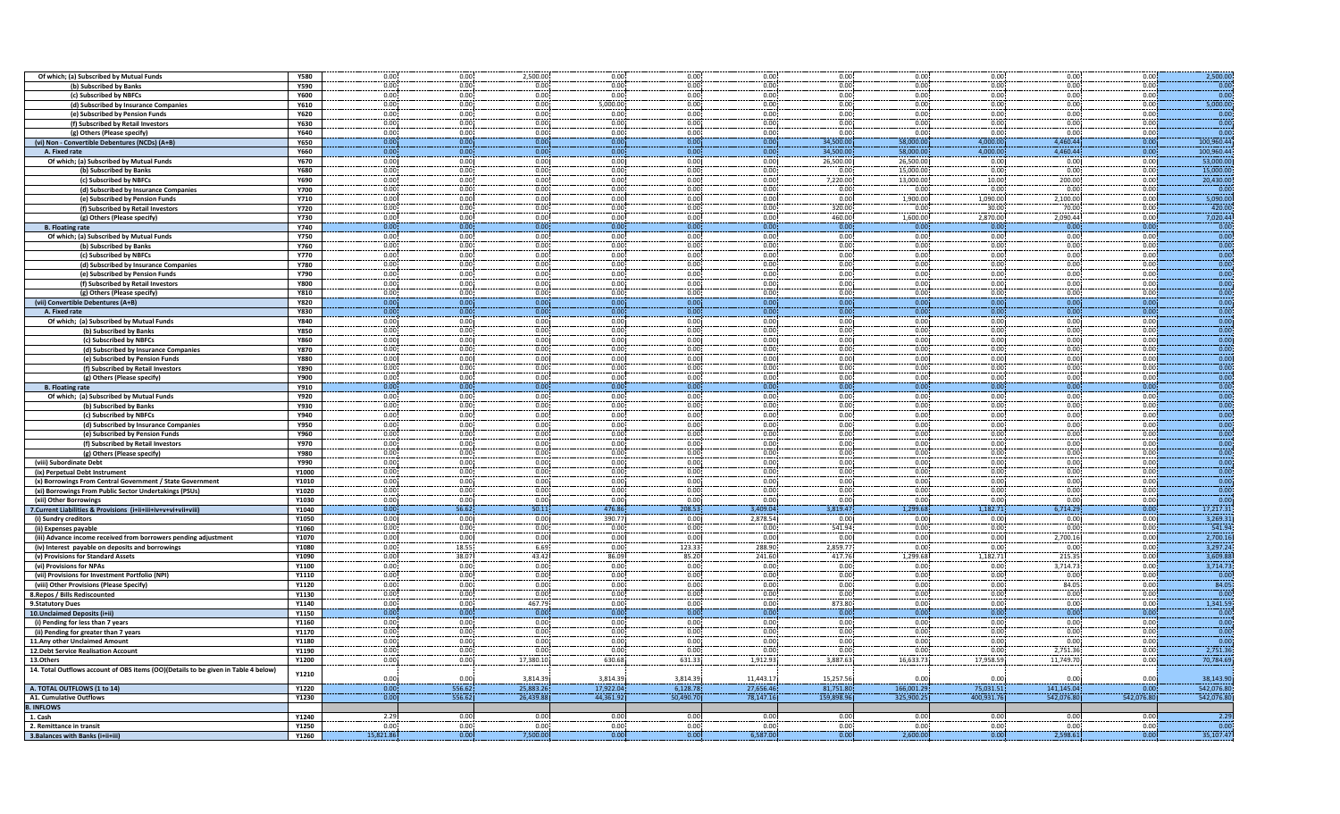| Of which; (a) Subscribed by Mutual Funds | Y580 | 0.00 | 0.00 | 2,500.00 | 0.00 | 0.00 | 0.00 | 0.00 | 0.00 | 0.00 | 0.00 | 0.00 | 2,500.00 |
|---|---|---|---|---|---|---|---|---|---|---|---|---|---|
| (b) Subscribed by Banks | Y590 | 0.00 | 0.00 | 0.00 | 0.00 | 0.00 | 0.00 | 0.00 | 0.00 | 0.00 | 0.00 | 0.00 | 0.00 |
| (c) Subscribed by NBFCs | Y600 | 0.00 | 0.00 | 0.00 | 0.00 | 0.00 | 0.00 | 0.00 | 0.00 | 0.00 | 0.00 | 0.00 | 0.00 |
| (d) Subscribed by Insurance Companies | Y610 | 0.00 | 0.00 | 0.00 | 5,000.00 | 0.00 | 0.00 | 0.00 | 0.00 | 0.00 | 0.00 | 0.00 | 5,000.00 |
| (e) Subscribed by Pension Funds | Y620 | 0.00 | 0.00 | 0.00 | 0.00 | 0.00 | 0.00 | 0.00 | 0.00 | 0.00 | 0.00 | 0.00 | 0.00 |
| (f) Subscribed by Retail Investors | Y630 | 0.00 | 0.00 | 0.00 | 0.00 | 0.00 | 0.00 | 0.00 | 0.00 | 0.00 | 0.00 | 0.00 | 0.00 |
| (g) Others (Please specify) | Y640 | 0.00 | 0.00 | 0.00 | 0.00 | 0.00 | 0.00 | 0.00 | 0.00 | 0.00 | 0.00 | 0.00 | 0.00 |
| (vi) Non - Convertible Debentures (NCDs) (A+B) | Y650 | 0.00 | 0.00 | 0.00 | 0.00 | 0.00 | 0.00 | 34,500.00 | 58,000.00 | 4,000.00 | 4,460.44 | 0.00 | 100,960.44 |
| A. Fixed rate | Y660 | 0.00 | 0.00 | 0.00 | 0.00 | 0.00 | 0.00 | 34,500.00 | 58,000.00 | 4,000.00 | 4,460.44 | 0.00 | 100,960.44 |
| Of which; (a) Subscribed by Mutual Funds | Y670 | 0.00 | 0.00 | 0.00 | 0.00 | 0.00 | 0.00 | 26,500.00 | 26,500.00 | 0.00 | 0.00 | 0.00 | 53,000.00 |
| (b) Subscribed by Banks | Y680 | 0.00 | 0.00 | 0.00 | 0.00 | 0.00 | 0.00 | 0.00 | 15,000.00 | 0.00 | 0.00 | 0.00 | 15,000.00 |
| (c) Subscribed by NBFCs | Y690 | 0.00 | 0.00 | 0.00 | 0.00 | 0.00 | 0.00 | 7,220.00 | 13,000.00 | 10.00 | 200.00 | 0.00 | 20,430.00 |
| (d) Subscribed by Insurance Companies | Y700 | 0.00 | 0.00 | 0.00 | 0.00 | 0.00 | 0.00 | 0.00 | 0.00 | 0.00 | 0.00 | 0.00 | 0.00 |
| (e) Subscribed by Pension Funds | Y710 | 0.00 | 0.00 | 0.00 | 0.00 | 0.00 | 0.00 | 0.00 | 1,900.00 | 1,090.00 | 2,100.00 | 0.00 | 5,090.00 |
| (f) Subscribed by Retail Investors | Y720 | 0.00 | 0.00 | 0.00 | 0.00 | 0.00 | 0.00 | 320.00 | 0.00 | 30.00 | 70.00 | 0.00 | 420.00 |
| (g) Others (Please specify) | Y730 | 0.00 | 0.00 | 0.00 | 0.00 | 0.00 | 0.00 | 460.00 | 1,600.00 | 2,870.00 | 2,090.44 | 0.00 | 7,020.44 |
| B. Floating rate | Y740 | 0.00 | 0.00 | 0.00 | 0.00 | 0.00 | 0.00 | 0.00 | 0.00 | 0.00 | 0.00 | 0.00 | 0.00 |
| Of which; (a) Subscribed by Mutual Funds | Y750 | 0.00 | 0.00 | 0.00 | 0.00 | 0.00 | 0.00 | 0.00 | 0.00 | 0.00 | 0.00 | 0.00 | 0.00 |
| (b) Subscribed by Banks | Y760 | 0.00 | 0.00 | 0.00 | 0.00 | 0.00 | 0.00 | 0.00 | 0.00 | 0.00 | 0.00 | 0.00 | 0.00 |
| (c) Subscribed by NBFCs | Y770 | 0.00 | 0.00 | 0.00 | 0.00 | 0.00 | 0.00 | 0.00 | 0.00 | 0.00 | 0.00 | 0.00 | 0.00 |
| (d) Subscribed by Insurance Companies | Y780 | 0.00 | 0.00 | 0.00 | 0.00 | 0.00 | 0.00 | 0.00 | 0.00 | 0.00 | 0.00 | 0.00 | 0.00 |
| (e) Subscribed by Pension Funds | Y790 | 0.00 | 0.00 | 0.00 | 0.00 | 0.00 | 0.00 | 0.00 | 0.00 | 0.00 | 0.00 | 0.00 | 0.00 |
| (f) Subscribed by Retail Investors | Y800 | 0.00 | 0.00 | 0.00 | 0.00 | 0.00 | 0.00 | 0.00 | 0.00 | 0.00 | 0.00 | 0.00 | 0.00 |
| (g) Others (Please specify) | Y810 | 0.00 | 0.00 | 0.00 | 0.00 | 0.00 | 0.00 | 0.00 | 0.00 | 0.00 | 0.00 | 0.00 | 0.00 |
| (vii) Convertible Debentures (A+B) | Y820 | 0.00 | 0.00 | 0.00 | 0.00 | 0.00 | 0.00 | 0.00 | 0.00 | 0.00 | 0.00 | 0.00 | 0.00 |
| A. Fixed rate | Y830 | 0.00 | 0.00 | 0.00 | 0.00 | 0.00 | 0.00 | 0.00 | 0.00 | 0.00 | 0.00 | 0.00 | 0.00 |
| Of which; (a) Subscribed by Mutual Funds | Y840 | 0.00 | 0.00 | 0.00 | 0.00 | 0.00 | 0.00 | 0.00 | 0.00 | 0.00 | 0.00 | 0.00 | 0.00 |
| (b) Subscribed by Banks | Y850 | 0.00 | 0.00 | 0.00 | 0.00 | 0.00 | 0.00 | 0.00 | 0.00 | 0.00 | 0.00 | 0.00 | 0.00 |
| (c) Subscribed by NBFCs | Y860 | 0.00 | 0.00 | 0.00 | 0.00 | 0.00 | 0.00 | 0.00 | 0.00 | 0.00 | 0.00 | 0.00 | 0.00 |
| (d) Subscribed by Insurance Companies | Y870 | 0.00 | 0.00 | 0.00 | 0.00 | 0.00 | 0.00 | 0.00 | 0.00 | 0.00 | 0.00 | 0.00 | 0.00 |
| (e) Subscribed by Pension Funds | Y880 | 0.00 | 0.00 | 0.00 | 0.00 | 0.00 | 0.00 | 0.00 | 0.00 | 0.00 | 0.00 | 0.00 | 0.00 |
| (f) Subscribed by Retail Investors | Y890 | 0.00 | 0.00 | 0.00 | 0.00 | 0.00 | 0.00 | 0.00 | 0.00 | 0.00 | 0.00 | 0.00 | 0.00 |
| (g) Others (Please specify) | Y900 | 0.00 | 0.00 | 0.00 | 0.00 | 0.00 | 0.00 | 0.00 | 0.00 | 0.00 | 0.00 | 0.00 | 0.00 |
| B. Floating rate | Y910 | 0.00 | 0.00 | 0.00 | 0.00 | 0.00 | 0.00 | 0.00 | 0.00 | 0.00 | 0.00 | 0.00 | 0.00 |
| Of which; (a) Subscribed by Mutual Funds | Y920 | 0.00 | 0.00 | 0.00 | 0.00 | 0.00 | 0.00 | 0.00 | 0.00 | 0.00 | 0.00 | 0.00 | 0.00 |
| (b) Subscribed by Banks | Y930 | 0.00 | 0.00 | 0.00 | 0.00 | 0.00 | 0.00 | 0.00 | 0.00 | 0.00 | 0.00 | 0.00 | 0.00 |
| (c) Subscribed by NBFCs | Y940 | 0.00 | 0.00 | 0.00 | 0.00 | 0.00 | 0.00 | 0.00 | 0.00 | 0.00 | 0.00 | 0.00 | 0.00 |
| (d) Subscribed by Insurance Companies | Y950 | 0.00 | 0.00 | 0.00 | 0.00 | 0.00 | 0.00 | 0.00 | 0.00 | 0.00 | 0.00 | 0.00 | 0.00 |
| (e) Subscribed by Pension Funds | Y960 | 0.00 | 0.00 | 0.00 | 0.00 | 0.00 | 0.00 | 0.00 | 0.00 | 0.00 | 0.00 | 0.00 | 0.00 |
| (f) Subscribed by Retail Investors | Y970 | 0.00 | 0.00 | 0.00 | 0.00 | 0.00 | 0.00 | 0.00 | 0.00 | 0.00 | 0.00 | 0.00 | 0.00 |
| (g) Others (Please specify) | Y980 | 0.00 | 0.00 | 0.00 | 0.00 | 0.00 | 0.00 | 0.00 | 0.00 | 0.00 | 0.00 | 0.00 | 0.00 |
| (viii) Subordinate Debt | Y990 | 0.00 | 0.00 | 0.00 | 0.00 | 0.00 | 0.00 | 0.00 | 0.00 | 0.00 | 0.00 | 0.00 | 0.00 |
| (ix) Perpetual Debt Instrument | Y1000 | 0.00 | 0.00 | 0.00 | 0.00 | 0.00 | 0.00 | 0.00 | 0.00 | 0.00 | 0.00 | 0.00 | 0.00 |
| (x) Borrowings From Central Government / State Government | Y1010 | 0.00 | 0.00 | 0.00 | 0.00 | 0.00 | 0.00 | 0.00 | 0.00 | 0.00 | 0.00 | 0.00 | 0.00 |
| (xi) Borrowings From Public Sector Undertakings (PSUs) | Y1020 | 0.00 | 0.00 | 0.00 | 0.00 | 0.00 | 0.00 | 0.00 | 0.00 | 0.00 | 0.00 | 0.00 | 0.00 |
| (xii) Other Borrowings | Y1030 | 0.00 | 0.00 | 0.00 | 0.00 | 0.00 | 0.00 | 0.00 | 0.00 | 0.00 | 0.00 | 0.00 | 0.00 |
| 7.Current Liabilities & Provisions (i+ii+iii+iv+v+vi+vii+viii) | Y1040 | 0.00 | 56.62 | 50.11 | 476.86 | 208.53 | 3,409.04 | 3,819.47 | 1,299.68 | 1,182.71 | 6,714.29 | 0.00 | 17,217.31 |
| (i) Sundry creditors | Y1050 | 0.00 | 0.00 | 0.00 | 390.77 | 0.00 | 2,878.54 | 0.00 | 0.00 | 0.00 | 0.00 | 0.00 | 3,269.31 |
| (ii) Expenses payable | Y1060 | 0.00 | 0.00 | 0.00 | 0.00 | 0.00 | 0.00 | 541.94 | 0.00 | 0.00 | 0.00 | 0.00 | 541.94 |
| (iii) Advance income received from borrowers pending adjustment | Y1070 | 0.00 | 0.00 | 0.00 | 0.00 | 0.00 | 0.00 | 0.00 | 0.00 | 0.00 | 2,700.16 | 0.00 | 2,700.16 |
| (iv) Interest payable on deposits and borrowings | Y1080 | 0.00 | 18.55 | 6.69 | 0.00 | 123.33 | 288.90 | 2,859.77 | 0.00 | 0.00 | 0.00 | 0.00 | 3,297.24 |
| (v) Provisions for Standard Assets | Y1090 | 0.00 | 38.07 | 43.42 | 86.09 | 85.20 | 241.60 | 417.76 | 1,299.68 | 1,182.71 | 215.35 | 0.00 | 3,609.88 |
| (vi) Provisions for NPAs | Y1100 | 0.00 | 0.00 | 0.00 | 0.00 | 0.00 | 0.00 | 0.00 | 0.00 | 0.00 | 3,714.73 | 0.00 | 3,714.73 |
| (vii) Provisions for Investment Portfolio (NPI) | Y1110 | 0.00 | 0.00 | 0.00 | 0.00 | 0.00 | 0.00 | 0.00 | 0.00 | 0.00 | 0.00 | 0.00 | 0.00 |
| (viii) Other Provisions (Please Specify) | Y1120 | 0.00 | 0.00 | 0.00 | 0.00 | 0.00 | 0.00 | 0.00 | 0.00 | 0.00 | 84.05 | 0.00 | 84.05 |
| 8.Repos / Bills Rediscounted | Y1130 | 0.00 | 0.00 | 0.00 | 0.00 | 0.00 | 0.00 | 0.00 | 0.00 | 0.00 | 0.00 | 0.00 | 0.00 |
| 9.Statutory Dues | Y1140 | 0.00 | 0.00 | 467.79 | 0.00 | 0.00 | 0.00 | 873.80 | 0.00 | 0.00 | 0.00 | 0.00 | 1,341.59 |
| 10.Unclaimed Deposits (i+ii) | Y1150 | 0.00 | 0.00 | 0.00 | 0.00 | 0.00 | 0.00 | 0.00 | 0.00 | 0.00 | 0.00 | 0.00 | 0.00 |
| (i) Pending for less than 7 years | Y1160 | 0.00 | 0.00 | 0.00 | 0.00 | 0.00 | 0.00 | 0.00 | 0.00 | 0.00 | 0.00 | 0.00 | 0.00 |
| (ii) Pending for greater than 7 years | Y1170 | 0.00 | 0.00 | 0.00 | 0.00 | 0.00 | 0.00 | 0.00 | 0.00 | 0.00 | 0.00 | 0.00 | 0.00 |
| 11.Any other Unclaimed Amount | Y1180 | 0.00 | 0.00 | 0.00 | 0.00 | 0.00 | 0.00 | 0.00 | 0.00 | 0.00 | 0.00 | 0.00 | 0.00 |
| 12.Debt Service Realisation Account | Y1190 | 0.00 | 0.00 | 0.00 | 0.00 | 0.00 | 0.00 | 0.00 | 0.00 | 0.00 | 2,751.36 | 0.00 | 2,751.36 |
| 13.Others | Y1200 | 0.00 | 0.00 | 17,380.10 | 630.68 | 631.33 | 1,912.93 | 3,887.63 | 16,633.73 | 17,958.59 | 11,749.70 | 0.00 | 70,784.69 |
| 14. Total Outflows account of OBS items (OO)(Details to be given in Table 4 below) | Y1210 | 0.00 | 0.00 | 3,814.39 | 3,814.39 | 3,814.39 | 11,443.17 | 15,257.56 | 0.00 | 0.00 | 0.00 | 0.00 | 38,143.90 |
| A. TOTAL OUTFLOWS (1 to 14) | Y1220 | 0.00 | 556.62 | 25,883.26 | 17,922.04 | 6,128.78 | 27,656.46 | 81,751.80 | 166,001.29 | 75,031.51 | 141,145.04 | 0.00 | 542,076.80 |
| A1. Cumulative Outflows | Y1230 | 0.00 | 556.62 | 26,439.88 | 44,361.92 | 50,490.70 | 78,147.16 | 159,898.96 | 325,900.25 | 400,931.76 | 542,076.80 | 542,076.80 | 542,076.80 |
| **B. INFLOWS** | | | | | | | | | | | | | |
| 1. Cash | Y1240 | 2.29 | 0.00 | 0.00 | 0.00 | 0.00 | 0.00 | 0.00 | 0.00 | 0.00 | 0.00 | 0.00 | 2.29 |
| 2. Remittance in transit | Y1250 | 0.00 | 0.00 | 0.00 | 0.00 | 0.00 | 0.00 | 0.00 | 0.00 | 0.00 | 0.00 | 0.00 | 0.00 |
| 3.Balances with Banks (i+ii+iii) | Y1260 | 15,821.86 | 0.00 | 7,500.00 | 0.00 | 0.00 | 6,587.00 | 0.00 | 2,600.00 | 0.00 | 2,598.61 | 0.00 | 35,107.47 |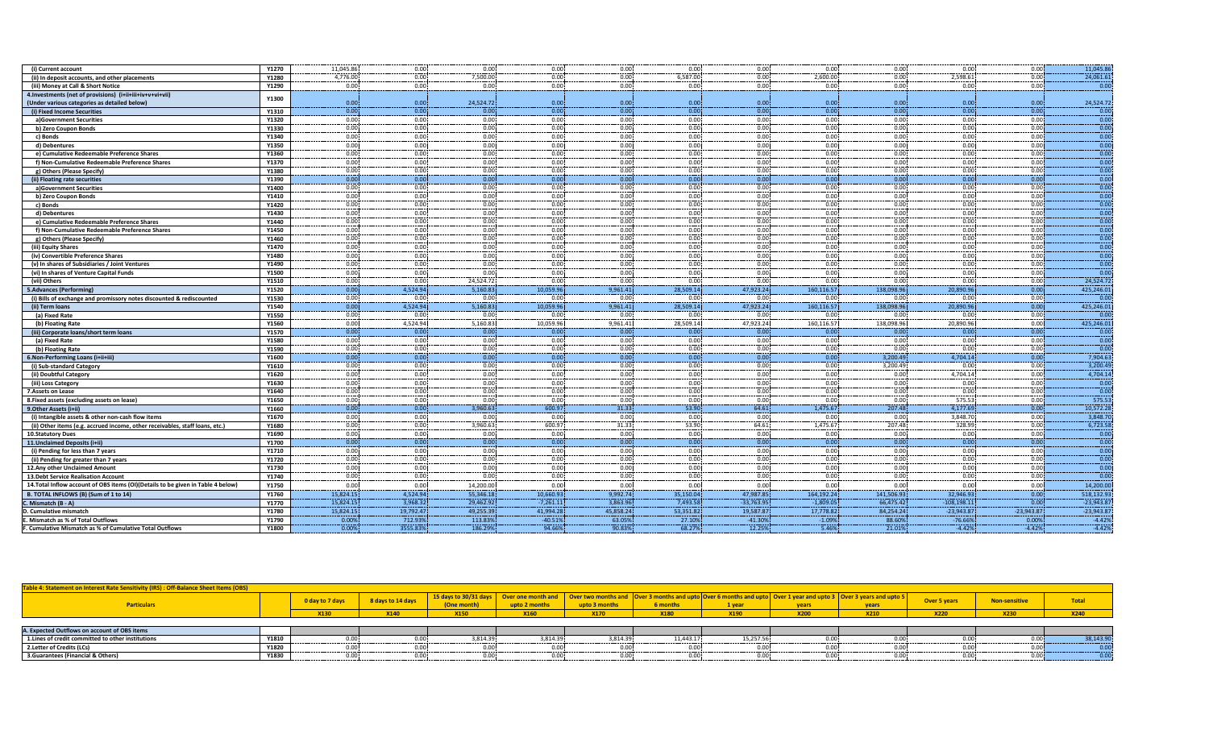| (i) Current account | Y1270 | 11,045.86 | 0.00 | 0.00 | 0.00 | 0.00 | 0.00 | 0.00 | 0.00 | 0.00 | 0.00 | 0.00 | 11,045.86 |
|---|---|---|---|---|---|---|---|---|---|---|---|---|---|
| (ii) In deposit accounts, and other placements | Y1280 | 4,776.00 | 0.00 | 7,500.00 | 0.00 | 0.00 | 6,587.00 | 0.00 | 2,600.00 | 0.00 | 2,598.61 | 0.00 | 24,061.61 |
| (iii) Money at Call & Short Notice | Y1290 | 0.00 | 0.00 | 0.00 | 0.00 | 0.00 | 0.00 | 0.00 | 0.00 | 0.00 | 0.00 | 0.00 | 0.00 |
| 4.Investments (net of provisions) (i+ii+iii+iv+v+vi+vii) (Under various categories as detailed below) | Y1300 | 0.00 | 0.00 | 24,524.72 | 0.00 | 0.00 | 0.00 | 0.00 | 0.00 | 0.00 | 0.00 | 0.00 | 24,524.72 |
| (i) Fixed Income Securities | Y1310 | 0.00 | 0.00 | 0.00 | 0.00 | 0.00 | 0.00 | 0.00 | 0.00 | 0.00 | 0.00 | 0.00 | 0.00 |
| a)Government Securities | Y1320 | 0.00 | 0.00 | 0.00 | 0.00 | 0.00 | 0.00 | 0.00 | 0.00 | 0.00 | 0.00 | 0.00 | 0.00 |
| b) Zero Coupon Bonds | Y1330 | 0.00 | 0.00 | 0.00 | 0.00 | 0.00 | 0.00 | 0.00 | 0.00 | 0.00 | 0.00 | 0.00 | 0.00 |
| c) Bonds | Y1340 | 0.00 | 0.00 | 0.00 | 0.00 | 0.00 | 0.00 | 0.00 | 0.00 | 0.00 | 0.00 | 0.00 | 0.00 |
| d) Debentures | Y1350 | 0.00 | 0.00 | 0.00 | 0.00 | 0.00 | 0.00 | 0.00 | 0.00 | 0.00 | 0.00 | 0.00 | 0.00 |
| e) Cumulative Redeemable Preference Shares | Y1360 | 0.00 | 0.00 | 0.00 | 0.00 | 0.00 | 0.00 | 0.00 | 0.00 | 0.00 | 0.00 | 0.00 | 0.00 |
| f) Non-Cumulative Redeemable Preference Shares | Y1370 | 0.00 | 0.00 | 0.00 | 0.00 | 0.00 | 0.00 | 0.00 | 0.00 | 0.00 | 0.00 | 0.00 | 0.00 |
| g) Others (Please Specify) | Y1380 | 0.00 | 0.00 | 0.00 | 0.00 | 0.00 | 0.00 | 0.00 | 0.00 | 0.00 | 0.00 | 0.00 | 0.00 |
| (ii) Floating rate securities | Y1390 | 0.00 | 0.00 | 0.00 | 0.00 | 0.00 | 0.00 | 0.00 | 0.00 | 0.00 | 0.00 | 0.00 | 0.00 |
| a)Government Securities | Y1400 | 0.00 | 0.00 | 0.00 | 0.00 | 0.00 | 0.00 | 0.00 | 0.00 | 0.00 | 0.00 | 0.00 | 0.00 |
| b) Zero Coupon Bonds | Y1410 | 0.00 | 0.00 | 0.00 | 0.00 | 0.00 | 0.00 | 0.00 | 0.00 | 0.00 | 0.00 | 0.00 | 0.00 |
| c) Bonds | Y1420 | 0.00 | 0.00 | 0.00 | 0.00 | 0.00 | 0.00 | 0.00 | 0.00 | 0.00 | 0.00 | 0.00 | 0.00 |
| d) Debentures | Y1430 | 0.00 | 0.00 | 0.00 | 0.00 | 0.00 | 0.00 | 0.00 | 0.00 | 0.00 | 0.00 | 0.00 | 0.00 |
| e) Cumulative Redeemable Preference Shares | Y1440 | 0.00 | 0.00 | 0.00 | 0.00 | 0.00 | 0.00 | 0.00 | 0.00 | 0.00 | 0.00 | 0.00 | 0.00 |
| f) Non-Cumulative Redeemable Preference Shares | Y1450 | 0.00 | 0.00 | 0.00 | 0.00 | 0.00 | 0.00 | 0.00 | 0.00 | 0.00 | 0.00 | 0.00 | 0.00 |
| g) Others (Please Specify) | Y1460 | 0.00 | 0.00 | 0.00 | 0.00 | 0.00 | 0.00 | 0.00 | 0.00 | 0.00 | 0.00 | 0.00 | 0.00 |
| (iii) Equity Shares | Y1470 | 0.00 | 0.00 | 0.00 | 0.00 | 0.00 | 0.00 | 0.00 | 0.00 | 0.00 | 0.00 | 0.00 | 0.00 |
| (iv) Convertible Preference Shares | Y1480 | 0.00 | 0.00 | 0.00 | 0.00 | 0.00 | 0.00 | 0.00 | 0.00 | 0.00 | 0.00 | 0.00 | 0.00 |
| (v) In shares of Subsidiaries / Joint Ventures | Y1490 | 0.00 | 0.00 | 0.00 | 0.00 | 0.00 | 0.00 | 0.00 | 0.00 | 0.00 | 0.00 | 0.00 | 0.00 |
| (vi) In shares of Venture Capital Funds | Y1500 | 0.00 | 0.00 | 0.00 | 0.00 | 0.00 | 0.00 | 0.00 | 0.00 | 0.00 | 0.00 | 0.00 | 0.00 |
| (vii) Others | Y1510 | 0.00 | 0.00 | 24,524.72 | 0.00 | 0.00 | 0.00 | 0.00 | 0.00 | 0.00 | 0.00 | 0.00 | 24,524.72 |
| 5.Advances (Performing) | Y1520 | 0.00 | 4,524.94 | 5,160.83 | 10,059.96 | 9,961.41 | 28,509.14 | 47,923.24 | 160,116.57 | 138,098.96 | 20,890.96 | 0.00 | 425,246.01 |
| (i) Bills of exchange and promissory notes discounted & rediscounted | Y1530 | 0.00 | 0.00 | 0.00 | 0.00 | 0.00 | 0.00 | 0.00 | 0.00 | 0.00 | 0.00 | 0.00 | 0.00 |
| (ii) Term loans | Y1540 | 0.00 | 4,524.94 | 5,160.83 | 10,059.96 | 9,961.41 | 28,509.14 | 47,923.24 | 160,116.57 | 138,098.96 | 20,890.96 | 0.00 | 425,246.01 |
| (a) Fixed Rate | Y1550 | 0.00 | 0.00 | 0.00 | 0.00 | 0.00 | 0.00 | 0.00 | 0.00 | 0.00 | 0.00 | 0.00 | 0.00 |
| (b) Floating Rate | Y1560 | 0.00 | 4,524.94 | 5,160.83 | 10,059.96 | 9,961.41 | 28,509.14 | 47,923.24 | 160,116.57 | 138,098.96 | 20,890.96 | 0.00 | 425,246.01 |
| (iii) Corporate loans/short term loans | Y1570 | 0.00 | 0.00 | 0.00 | 0.00 | 0.00 | 0.00 | 0.00 | 0.00 | 0.00 | 0.00 | 0.00 | 0.00 |
| (a) Fixed Rate | Y1580 | 0.00 | 0.00 | 0.00 | 0.00 | 0.00 | 0.00 | 0.00 | 0.00 | 0.00 | 0.00 | 0.00 | 0.00 |
| (b) Floating Rate | Y1590 | 0.00 | 0.00 | 0.00 | 0.00 | 0.00 | 0.00 | 0.00 | 0.00 | 0.00 | 0.00 | 0.00 | 0.00 |
| 6.Non-Performing Loans (i+ii+iii) | Y1600 | 0.00 | 0.00 | 0.00 | 0.00 | 0.00 | 0.00 | 0.00 | 0.00 | 3,200.49 | 4,704.14 | 0.00 | 7,904.63 |
| (i) Sub-standard Category | Y1610 | 0.00 | 0.00 | 0.00 | 0.00 | 0.00 | 0.00 | 0.00 | 0.00 | 3,200.49 | 0.00 | 0.00 | 3,200.49 |
| (ii) Doubtful Category | Y1620 | 0.00 | 0.00 | 0.00 | 0.00 | 0.00 | 0.00 | 0.00 | 0.00 | 0.00 | 4,704.14 | 0.00 | 4,704.14 |
| (iii) Loss Category | Y1630 | 0.00 | 0.00 | 0.00 | 0.00 | 0.00 | 0.00 | 0.00 | 0.00 | 0.00 | 0.00 | 0.00 | 0.00 |
| 7.Assets on Lease | Y1640 | 0.00 | 0.00 | 0.00 | 0.00 | 0.00 | 0.00 | 0.00 | 0.00 | 0.00 | 0.00 | 0.00 | 0.00 |
| 8.Fixed assets (excluding assets on lease) | Y1650 | 0.00 | 0.00 | 0.00 | 0.00 | 0.00 | 0.00 | 0.00 | 0.00 | 0.00 | 575.53 | 0.00 | 575.53 |
| 9.Other Assets (i+ii) | Y1660 | 0.00 | 0.00 | 3,960.63 | 600.97 | 31.33 | 53.90 | 64.61 | 1,475.67 | 207.48 | 4,177.69 | 0.00 | 10,572.28 |
| (i) Intangible assets & other non-cash flow items | Y1670 | 0.00 | 0.00 | 0.00 | 0.00 | 0.00 | 0.00 | 0.00 | 0.00 | 0.00 | 3,848.70 | 0.00 | 3,848.70 |
| (ii) Other items (e.g. accrued income, other receivables, staff loans, etc.) | Y1680 | 0.00 | 0.00 | 3,960.63 | 600.97 | 31.33 | 53.90 | 64.61 | 1,475.67 | 207.48 | 328.99 | 0.00 | 6,723.58 |
| 10.Statutory Dues | Y1690 | 0.00 | 0.00 | 0.00 | 0.00 | 0.00 | 0.00 | 0.00 | 0.00 | 0.00 | 0.00 | 0.00 | 0.00 |
| 11.Unclaimed Deposits (i+ii) | Y1700 | 0.00 | 0.00 | 0.00 | 0.00 | 0.00 | 0.00 | 0.00 | 0.00 | 0.00 | 0.00 | 0.00 | 0.00 |
| (i) Pending for less than 7 years | Y1710 | 0.00 | 0.00 | 0.00 | 0.00 | 0.00 | 0.00 | 0.00 | 0.00 | 0.00 | 0.00 | 0.00 | 0.00 |
| (ii) Pending for greater than 7 years | Y1720 | 0.00 | 0.00 | 0.00 | 0.00 | 0.00 | 0.00 | 0.00 | 0.00 | 0.00 | 0.00 | 0.00 | 0.00 |
| 12.Any other Unclaimed Amount | Y1730 | 0.00 | 0.00 | 0.00 | 0.00 | 0.00 | 0.00 | 0.00 | 0.00 | 0.00 | 0.00 | 0.00 | 0.00 |
| 13.Debt Service Realisation Account | Y1740 | 0.00 | 0.00 | 0.00 | 0.00 | 0.00 | 0.00 | 0.00 | 0.00 | 0.00 | 0.00 | 0.00 | 0.00 |
| 14.Total Inflow account of OBS items (OI)(Details to be given in Table 4 below) | Y1750 | 0.00 | 0.00 | 14,200.00 | 0.00 | 0.00 | 0.00 | 0.00 | 0.00 | 0.00 | 0.00 | 0.00 | 14,200.00 |
| B. TOTAL INFLOWS (B) (Sum of 1 to 14) | Y1760 | 15,824.15 | 4,524.94 | 55,346.18 | 10,660.93 | 9,992.74 | 35,150.04 | 47,987.85 | 164,192.24 | 141,506.93 | 32,946.93 | 0.00 | 518,132.93 |
| C. Mismatch (B - A) | Y1770 | 15,824.15 | 3,968.32 | 29,462.92 | -7,261.11 | 3,863.96 | 7,493.58 | -33,763.95 | -1,809.05 | 66,475.42 | -108,198.11 | 0.00 | -23,943.87 |
| D. Cumulative mismatch | Y1780 | 15,824.15 | 19,792.47 | 49,255.39 | 41,994.28 | 45,858.24 | 53,351.82 | 19,587.87 | 17,778.82 | 84,254.24 | -23,943.87 | -23,943.87 | -23,943.87 |
| E. Mismatch as % of Total Outflows | Y1790 | 0.00% | 712.93% | 113.83% | -40.51% | 63.05% | 27.10% | -41.30% | -1.09% | 88.60% | -76.66% | 0.00% | -4.42% |
| F. Cumulative Mismatch as % of Cumulative Total Outflows | Y1800 | 0.00% | 3555.83% | 186.29% | 94.66% | 90.83% | 68.27% | 12.25% | 5.46% | 21.01% | -4.42% | -4.42% | -4.42% |

| Table 4: Statement on Interest Rate Sensitivity (IRS) : Off-Balance Sheet Items (OBS) | | | | | | | | | | | | | |
|---|---|---|---|---|---|---|---|---|---|---|---|---|---|
| Particulars | | 0 day to 7 days | 8 days to 14 days | 15 days to 30/31 days (One month) | Over one month and upto 2 months | Over two months and upto 3 months | Over 3 months and upto 6 months | Over 6 months and upto 1 year | Over 1 year and upto 3 years | Over 3 years and upto 5 years | Over 5 years | Non-sensitive | Total |
| | | X130 | X140 | X150 | X160 | X170 | X180 | X190 | X200 | X210 | X220 | X230 | X240 |
| A. Expected Outflows on account of OBS items | | | | | | | | | | | | | |
| 1.Lines of credit committed to other institutions | Y1810 | 0.00 | 0.00 | 3,814.39 | 3,814.39 | 3,814.39 | 11,443.17 | 15,257.56 | 0.00 | 0.00 | 0.00 | 0.00 | 38,143.90 |
| 2.Letter of Credits (LCs) | Y1820 | 0.00 | 0.00 | 0.00 | 0.00 | 0.00 | 0.00 | 0.00 | 0.00 | 0.00 | 0.00 | 0.00 | 0.00 |
| 3.Guarantees (Financial & Others) | Y1830 | 0.00 | 0.00 | 0.00 | 0.00 | 0.00 | 0.00 | 0.00 | 0.00 | 0.00 | 0.00 | 0.00 | 0.00 |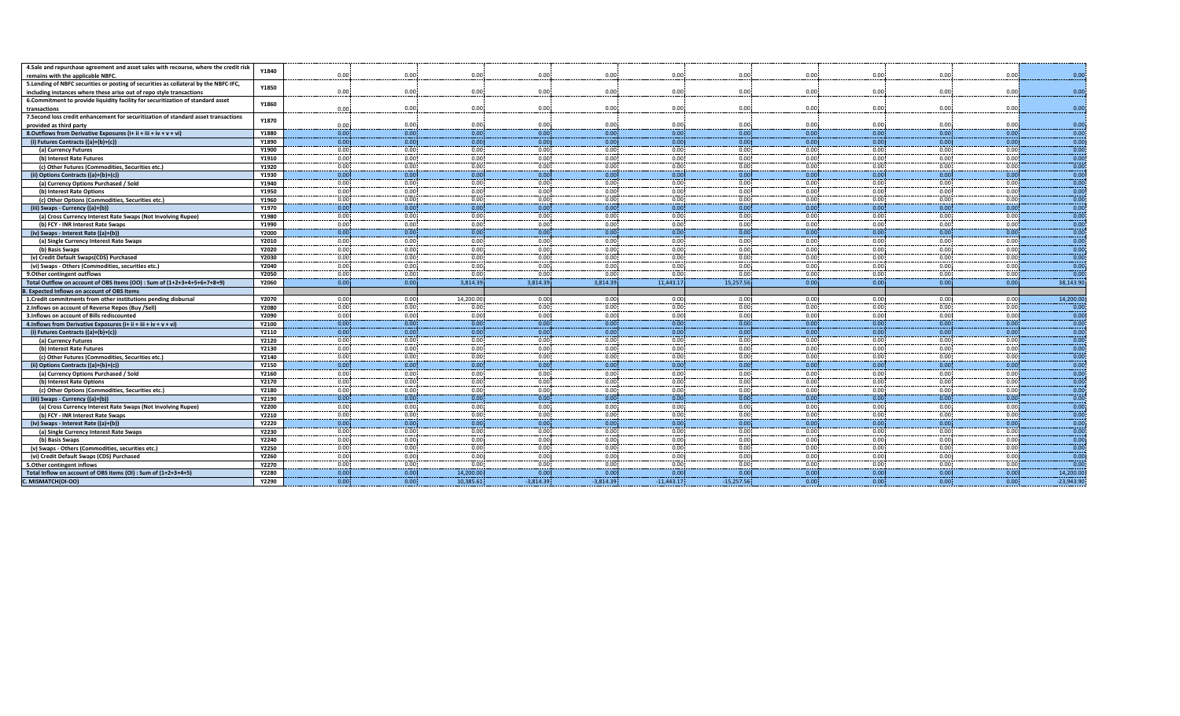| | | | | | | | | | | | | | |
|---|---|---|---|---|---|---|---|---|---|---|---|---|---|
| 4.Sale and repurchase agreement and asset sales with recourse, where the credit risk remains with the applicable NBFC. | Y1840 | 0.00 | 0.00 | 0.00 | 0.00 | 0.00 | 0.00 | 0.00 | 0.00 | 0.00 | 0.00 | 0.00 | 0.00 |
| 5.Lending of NBFC securities or posting of securities as collateral by the NBFC-IFC, including instances where these arise out of repo style transactions | Y1850 | 0.00 | 0.00 | 0.00 | 0.00 | 0.00 | 0.00 | 0.00 | 0.00 | 0.00 | 0.00 | 0.00 | 0.00 |
| 6.Commitment to provide liquidity facility for securitization of standard asset transactions | Y1860 | 0.00 | 0.00 | 0.00 | 0.00 | 0.00 | 0.00 | 0.00 | 0.00 | 0.00 | 0.00 | 0.00 | 0.00 |
| 7.Second loss credit enhancement for securitization of standard asset transactions provided as third party | Y1870 | 0.00 | 0.00 | 0.00 | 0.00 | 0.00 | 0.00 | 0.00 | 0.00 | 0.00 | 0.00 | 0.00 | 0.00 |
| 8.Outflows from Derivative Exposures (i+ ii + iii + iv + v + vi) | Y1880 | 0.00 | 0.00 | 0.00 | 0.00 | 0.00 | 0.00 | 0.00 | 0.00 | 0.00 | 0.00 | 0.00 | 0.00 |
| (i) Futures Contracts ((a)+(b)+(c)) | Y1890 | 0.00 | 0.00 | 0.00 | 0.00 | 0.00 | 0.00 | 0.00 | 0.00 | 0.00 | 0.00 | 0.00 | 0.00 |
| (a) Currency Futures | Y1900 | 0.00 | 0.00 | 0.00 | 0.00 | 0.00 | 0.00 | 0.00 | 0.00 | 0.00 | 0.00 | 0.00 | 0.00 |
| (b) Interest Rate Futures | Y1910 | 0.00 | 0.00 | 0.00 | 0.00 | 0.00 | 0.00 | 0.00 | 0.00 | 0.00 | 0.00 | 0.00 | 0.00 |
| (c) Other Futures (Commodities, Securities etc.) | Y1920 | 0.00 | 0.00 | 0.00 | 0.00 | 0.00 | 0.00 | 0.00 | 0.00 | 0.00 | 0.00 | 0.00 | 0.00 |
| (ii) Options Contracts ((a)+(b)+(c)) | Y1930 | 0.00 | 0.00 | 0.00 | 0.00 | 0.00 | 0.00 | 0.00 | 0.00 | 0.00 | 0.00 | 0.00 | 0.00 |
| (a) Currency Options Purchased / Sold | Y1940 | 0.00 | 0.00 | 0.00 | 0.00 | 0.00 | 0.00 | 0.00 | 0.00 | 0.00 | 0.00 | 0.00 | 0.00 |
| (b) Interest Rate Options | Y1950 | 0.00 | 0.00 | 0.00 | 0.00 | 0.00 | 0.00 | 0.00 | 0.00 | 0.00 | 0.00 | 0.00 | 0.00 |
| (c) Other Options (Commodities, Securities etc.) | Y1960 | 0.00 | 0.00 | 0.00 | 0.00 | 0.00 | 0.00 | 0.00 | 0.00 | 0.00 | 0.00 | 0.00 | 0.00 |
| (iii) Swaps - Currency ((a)+(b)) | Y1970 | 0.00 | 0.00 | 0.00 | 0.00 | 0.00 | 0.00 | 0.00 | 0.00 | 0.00 | 0.00 | 0.00 | 0.00 |
| (a) Cross Currency Interest Rate Swaps (Not Involving Rupee) | Y1980 | 0.00 | 0.00 | 0.00 | 0.00 | 0.00 | 0.00 | 0.00 | 0.00 | 0.00 | 0.00 | 0.00 | 0.00 |
| (b) FCY - INR Interest Rate Swaps | Y1990 | 0.00 | 0.00 | 0.00 | 0.00 | 0.00 | 0.00 | 0.00 | 0.00 | 0.00 | 0.00 | 0.00 | 0.00 |
| (iv) Swaps - Interest Rate ((a)+(b)) | Y2000 | 0.00 | 0.00 | 0.00 | 0.00 | 0.00 | 0.00 | 0.00 | 0.00 | 0.00 | 0.00 | 0.00 | 0.00 |
| (a) Single Currency Interest Rate Swaps | Y2010 | 0.00 | 0.00 | 0.00 | 0.00 | 0.00 | 0.00 | 0.00 | 0.00 | 0.00 | 0.00 | 0.00 | 0.00 |
| (b) Basis Swaps | Y2020 | 0.00 | 0.00 | 0.00 | 0.00 | 0.00 | 0.00 | 0.00 | 0.00 | 0.00 | 0.00 | 0.00 | 0.00 |
| (v) Credit Default Swaps(CDS) Purchased | Y2030 | 0.00 | 0.00 | 0.00 | 0.00 | 0.00 | 0.00 | 0.00 | 0.00 | 0.00 | 0.00 | 0.00 | 0.00 |
| (vi) Swaps - Others (Commodities, securities etc.) | Y2040 | 0.00 | 0.00 | 0.00 | 0.00 | 0.00 | 0.00 | 0.00 | 0.00 | 0.00 | 0.00 | 0.00 | 0.00 |
| 9.Other contingent outflows | Y2050 | 0.00 | 0.00 | 0.00 | 0.00 | 0.00 | 0.00 | 0.00 | 0.00 | 0.00 | 0.00 | 0.00 | 0.00 |
| Total Outflow on account of OBS Items (OO) : Sum of (1+2+3+4+5+6+7+8+9) | Y2060 | 0.00 | 0.00 | 3,814.39 | 3,814.39 | 3,814.39 | 11,443.17 | 15,257.56 | 0.00 | 0.00 | 0.00 | 0.00 | 38,143.90 |
| B. Expected Inflows on account of OBS Items | | | | | | | | | | | | | |
| 1.Credit commitments from other institutions pending disbursal | Y2070 | 0.00 | 0.00 | 14,200.00 | 0.00 | 0.00 | 0.00 | 0.00 | 0.00 | 0.00 | 0.00 | 0.00 | 14,200.00 |
| 2.Inflows on account of Reverse Repos (Buy /Sell) | Y2080 | 0.00 | 0.00 | 0.00 | 0.00 | 0.00 | 0.00 | 0.00 | 0.00 | 0.00 | 0.00 | 0.00 | 0.00 |
| 3.Inflows on account of Bills rediscounted | Y2090 | 0.00 | 0.00 | 0.00 | 0.00 | 0.00 | 0.00 | 0.00 | 0.00 | 0.00 | 0.00 | 0.00 | 0.00 |
| 4.Inflows from Derivative Exposures (i+ ii + iii + iv + v + vi) | Y2100 | 0.00 | 0.00 | 0.00 | 0.00 | 0.00 | 0.00 | 0.00 | 0.00 | 0.00 | 0.00 | 0.00 | 0.00 |
| (i) Futures Contracts ((a)+(b)+(c)) | Y2110 | 0.00 | 0.00 | 0.00 | 0.00 | 0.00 | 0.00 | 0.00 | 0.00 | 0.00 | 0.00 | 0.00 | 0.00 |
| (a) Currency Futures | Y2120 | 0.00 | 0.00 | 0.00 | 0.00 | 0.00 | 0.00 | 0.00 | 0.00 | 0.00 | 0.00 | 0.00 | 0.00 |
| (b) Interest Rate Futures | Y2130 | 0.00 | 0.00 | 0.00 | 0.00 | 0.00 | 0.00 | 0.00 | 0.00 | 0.00 | 0.00 | 0.00 | 0.00 |
| (c) Other Futures (Commodities, Securities etc.) | Y2140 | 0.00 | 0.00 | 0.00 | 0.00 | 0.00 | 0.00 | 0.00 | 0.00 | 0.00 | 0.00 | 0.00 | 0.00 |
| (ii) Options Contracts ((a)+(b)+(c)) | Y2150 | 0.00 | 0.00 | 0.00 | 0.00 | 0.00 | 0.00 | 0.00 | 0.00 | 0.00 | 0.00 | 0.00 | 0.00 |
| (a) Currency Options Purchased / Sold | Y2160 | 0.00 | 0.00 | 0.00 | 0.00 | 0.00 | 0.00 | 0.00 | 0.00 | 0.00 | 0.00 | 0.00 | 0.00 |
| (b) Interest Rate Options | Y2170 | 0.00 | 0.00 | 0.00 | 0.00 | 0.00 | 0.00 | 0.00 | 0.00 | 0.00 | 0.00 | 0.00 | 0.00 |
| (c) Other Options (Commodities, Securities etc.) | Y2180 | 0.00 | 0.00 | 0.00 | 0.00 | 0.00 | 0.00 | 0.00 | 0.00 | 0.00 | 0.00 | 0.00 | 0.00 |
| (iii) Swaps - Currency ((a)+(b)) | Y2190 | 0.00 | 0.00 | 0.00 | 0.00 | 0.00 | 0.00 | 0.00 | 0.00 | 0.00 | 0.00 | 0.00 | 0.00 |
| (a) Cross Currency Interest Rate Swaps (Not Involving Rupee) | Y2200 | 0.00 | 0.00 | 0.00 | 0.00 | 0.00 | 0.00 | 0.00 | 0.00 | 0.00 | 0.00 | 0.00 | 0.00 |
| (b) FCY - INR Interest Rate Swaps | Y2210 | 0.00 | 0.00 | 0.00 | 0.00 | 0.00 | 0.00 | 0.00 | 0.00 | 0.00 | 0.00 | 0.00 | 0.00 |
| (iv) Swaps - Interest Rate ((a)+(b)) | Y2220 | 0.00 | 0.00 | 0.00 | 0.00 | 0.00 | 0.00 | 0.00 | 0.00 | 0.00 | 0.00 | 0.00 | 0.00 |
| (a) Single Currency Interest Rate Swaps | Y2230 | 0.00 | 0.00 | 0.00 | 0.00 | 0.00 | 0.00 | 0.00 | 0.00 | 0.00 | 0.00 | 0.00 | 0.00 |
| (b) Basis Swaps | Y2240 | 0.00 | 0.00 | 0.00 | 0.00 | 0.00 | 0.00 | 0.00 | 0.00 | 0.00 | 0.00 | 0.00 | 0.00 |
| (v) Swaps - Others (Commodities, securities etc.) | Y2250 | 0.00 | 0.00 | 0.00 | 0.00 | 0.00 | 0.00 | 0.00 | 0.00 | 0.00 | 0.00 | 0.00 | 0.00 |
| (vi) Credit Default Swaps (CDS) Purchased | Y2260 | 0.00 | 0.00 | 0.00 | 0.00 | 0.00 | 0.00 | 0.00 | 0.00 | 0.00 | 0.00 | 0.00 | 0.00 |
| 5.Other contingent inflows | Y2270 | 0.00 | 0.00 | 0.00 | 0.00 | 0.00 | 0.00 | 0.00 | 0.00 | 0.00 | 0.00 | 0.00 | 0.00 |
| Total Inflow on account of OBS items (OI) : Sum of (1+2+3+4+5) | Y2280 | 0.00 | 0.00 | 14,200.00 | 0.00 | 0.00 | 0.00 | 0.00 | 0.00 | 0.00 | 0.00 | 0.00 | 14,200.00 |
| C. MISMATCH(OI-OO) | Y2290 | 0.00 | 0.00 | 10,385.61 | -3,814.39 | -3,814.39 | -11,443.17 | -15,257.56 | 0.00 | 0.00 | 0.00 | 0.00 | -23,943.90 |